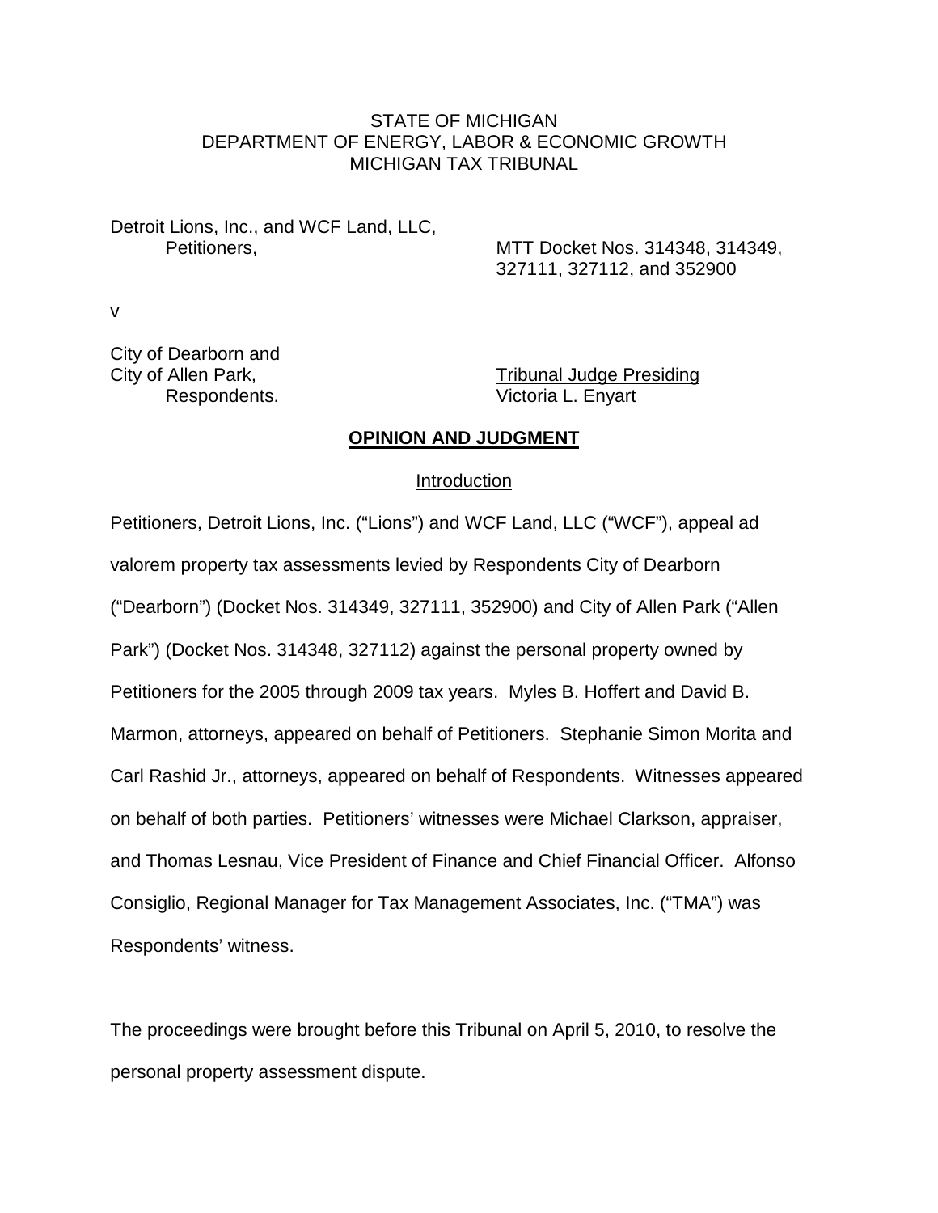STATE OF MICHIGAN
DEPARTMENT OF ENERGY, LABOR & ECONOMIC GROWTH
MICHIGAN TAX TRIBUNAL

Detroit Lions, Inc., and WCF Land, LLC,
Petitioners,

MTT Docket Nos. 314348, 314349, 327111, 327112, and 352900

v

City of Dearborn and
City of Allen Park,
Respondents.

Tribunal Judge Presiding
Victoria L. Enyart

## OPINION AND JUDGMENT

### Introduction

Petitioners, Detroit Lions, Inc. ("Lions") and WCF Land, LLC ("WCF"), appeal ad valorem property tax assessments levied by Respondents City of Dearborn ("Dearborn") (Docket Nos. 314349, 327111, 352900) and City of Allen Park ("Allen Park") (Docket Nos. 314348, 327112) against the personal property owned by Petitioners for the 2005 through 2009 tax years. Myles B. Hoffert and David B. Marmon, attorneys, appeared on behalf of Petitioners. Stephanie Simon Morita and Carl Rashid Jr., attorneys, appeared on behalf of Respondents. Witnesses appeared on behalf of both parties. Petitioners' witnesses were Michael Clarkson, appraiser, and Thomas Lesnau, Vice President of Finance and Chief Financial Officer. Alfonso Consiglio, Regional Manager for Tax Management Associates, Inc. ("TMA") was Respondents' witness.

The proceedings were brought before this Tribunal on April 5, 2010, to resolve the personal property assessment dispute.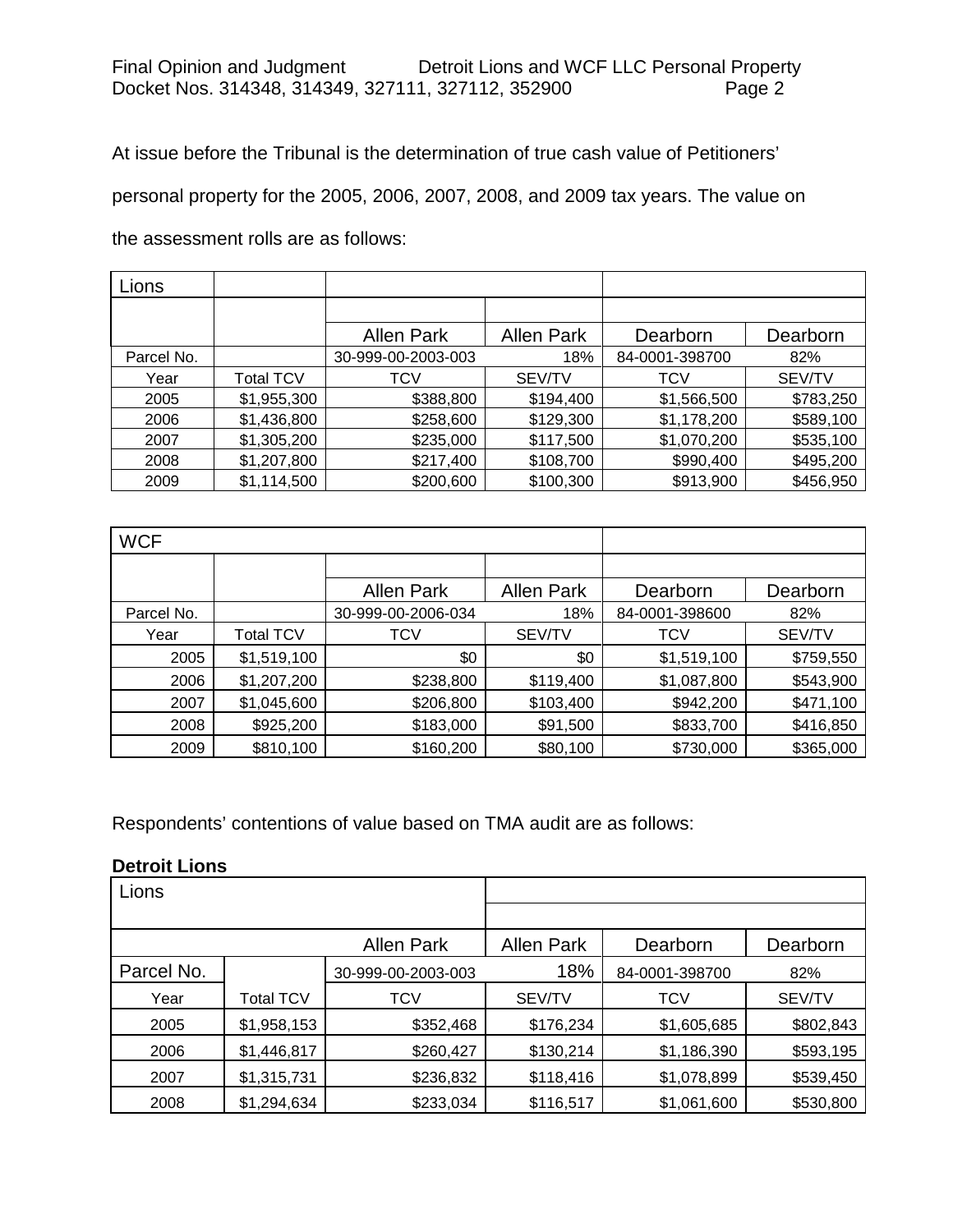At issue before the Tribunal is the determination of true cash value of Petitioners' personal property for the 2005, 2006, 2007, 2008, and 2009 tax years. The value on the assessment rolls are as follows:

| Lions | | | | | |
|---|---|---|---|---|---|
| | | Allen Park | Allen Park | Dearborn | Dearborn |
| Parcel No. | | 30-999-00-2003-003 | 18% | 84-0001-398700 | 82% |
| Year | Total TCV | TCV | SEV/TV | TCV | SEV/TV |
| 2005 | $1,955,300 | $388,800 | $194,400 | $1,566,500 | $783,250 |
| 2006 | $1,436,800 | $258,600 | $129,300 | $1,178,200 | $589,100 |
| 2007 | $1,305,200 | $235,000 | $117,500 | $1,070,200 | $535,100 |
| 2008 | $1,207,800 | $217,400 | $108,700 | $990,400 | $495,200 |
| 2009 | $1,114,500 | $200,600 | $100,300 | $913,900 | $456,950 |

| WCF | | | | | |
|---|---|---|---|---|---|
| | | Allen Park | Allen Park | Dearborn | Dearborn |
| Parcel No. | | 30-999-00-2006-034 | 18% | 84-0001-398600 | 82% |
| Year | Total TCV | TCV | SEV/TV | TCV | SEV/TV |
| 2005 | $1,519,100 | $0 | $0 | $1,519,100 | $759,550 |
| 2006 | $1,207,200 | $238,800 | $119,400 | $1,087,800 | $543,900 |
| 2007 | $1,045,600 | $206,800 | $103,400 | $942,200 | $471,100 |
| 2008 | $925,200 | $183,000 | $91,500 | $833,700 | $416,850 |
| 2009 | $810,100 | $160,200 | $80,100 | $730,000 | $365,000 |

Respondents' contentions of value based on TMA audit are as follows:

**Detroit Lions**

| Lions | | | | | |
|---|---|---|---|---|---|
| | | Allen Park | Allen Park | Dearborn | Dearborn |
| Parcel No. | | 30-999-00-2003-003 | 18% | 84-0001-398700 | 82% |
| Year | Total TCV | TCV | SEV/TV | TCV | SEV/TV |
| 2005 | $1,958,153 | $352,468 | $176,234 | $1,605,685 | $802,843 |
| 2006 | $1,446,817 | $260,427 | $130,214 | $1,186,390 | $593,195 |
| 2007 | $1,315,731 | $236,832 | $118,416 | $1,078,899 | $539,450 |
| 2008 | $1,294,634 | $233,034 | $116,517 | $1,061,600 | $530,800 |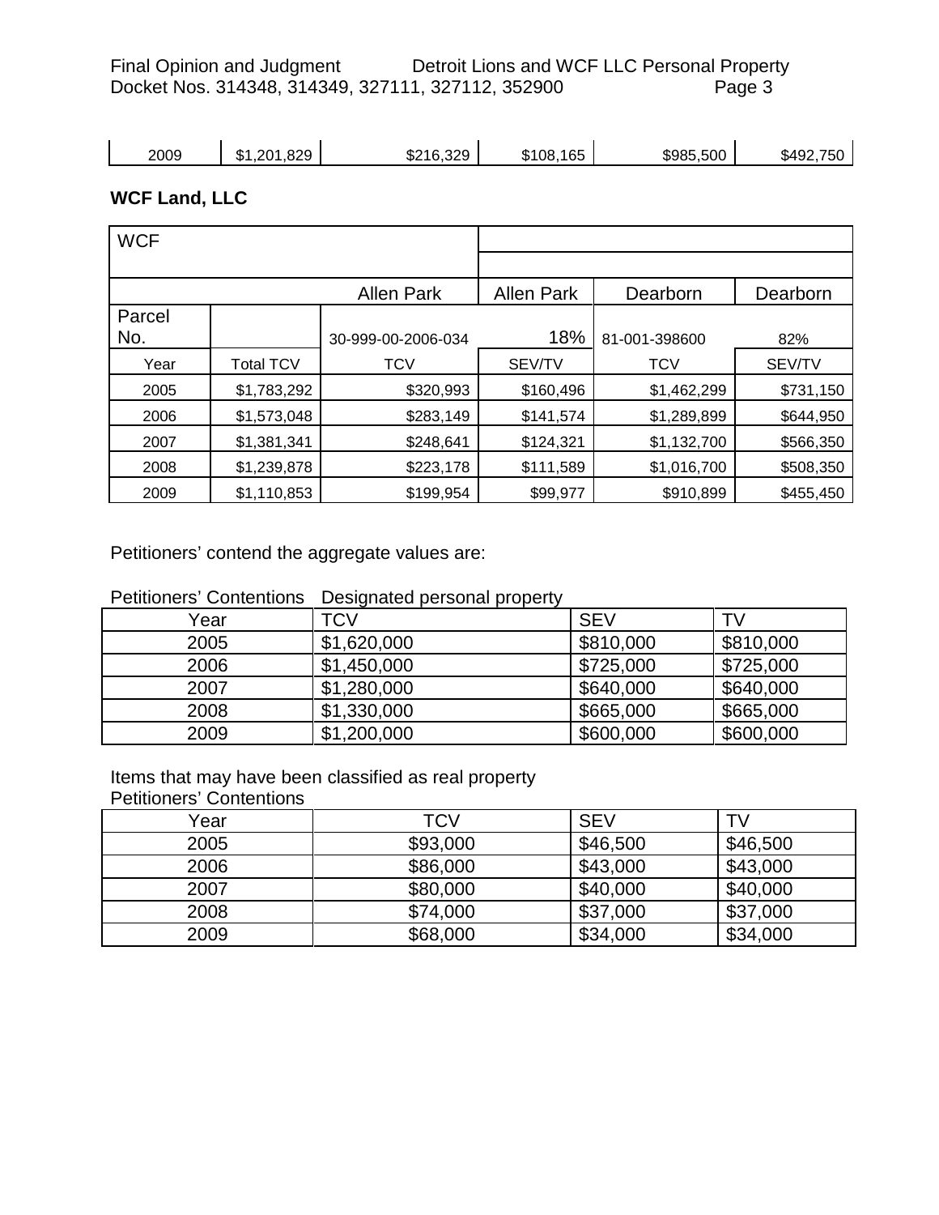| 2009 | $1,201,829 | $216,329 | $108,165 | $985,500 | $492,750 |
|---|---|---|---|---|---|

**WCF Land, LLC**

| WCF | | | | | |
|---|---|---|---|---|---|
| | | Allen Park | Allen Park | Dearborn | Dearborn |
| Parcel No. | | 30-999-00-2006-034 | 18% | 81-001-398600 | 82% |
| Year | Total TCV | TCV | SEV/TV | TCV | SEV/TV |
| 2005 | $1,783,292 | $320,993 | $160,496 | $1,462,299 | $731,150 |
| 2006 | $1,573,048 | $283,149 | $141,574 | $1,289,899 | $644,950 |
| 2007 | $1,381,341 | $248,641 | $124,321 | $1,132,700 | $566,350 |
| 2008 | $1,239,878 | $223,178 | $111,589 | $1,016,700 | $508,350 |
| 2009 | $1,110,853 | $199,954 | $99,977 | $910,899 | $455,450 |

Petitioners' contend the aggregate values are:

Petitioners' Contentions Designated personal property

| Year | TCV | SEV | TV |
|---|---|---|---|
| 2005 | $1,620,000 | $810,000 | $810,000 |
| 2006 | $1,450,000 | $725,000 | $725,000 |
| 2007 | $1,280,000 | $640,000 | $640,000 |
| 2008 | $1,330,000 | $665,000 | $665,000 |
| 2009 | $1,200,000 | $600,000 | $600,000 |

Items that may have been classified as real property
Petitioners' Contentions

| Year | TCV | SEV | TV |
|---|---|---|---|
| 2005 | $93,000 | $46,500 | $46,500 |
| 2006 | $86,000 | $43,000 | $43,000 |
| 2007 | $80,000 | $40,000 | $40,000 |
| 2008 | $74,000 | $37,000 | $37,000 |
| 2009 | $68,000 | $34,000 | $34,000 |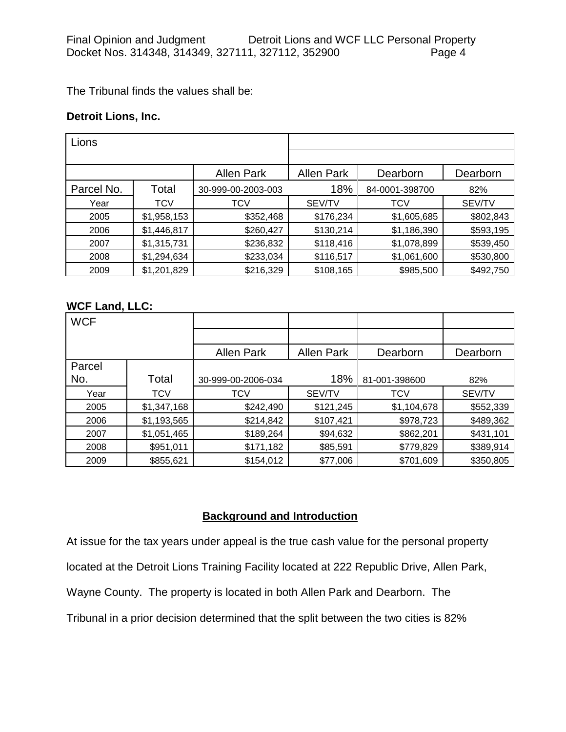The Tribunal finds the values shall be:

**Detroit Lions, Inc.**

| Lions | | | | | |
|---|---|---|---|---|---|
| | | Allen Park | Allen Park | Dearborn | Dearborn |
| Parcel No. | Total | 30-999-00-2003-003 | 18% | 84-0001-398700 | 82% |
| Year | TCV | TCV | SEV/TV | TCV | SEV/TV |
| 2005 | $1,958,153 | $352,468 | $176,234 | $1,605,685 | $802,843 |
| 2006 | $1,446,817 | $260,427 | $130,214 | $1,186,390 | $593,195 |
| 2007 | $1,315,731 | $236,832 | $118,416 | $1,078,899 | $539,450 |
| 2008 | $1,294,634 | $233,034 | $116,517 | $1,061,600 | $530,800 |
| 2009 | $1,201,829 | $216,329 | $108,165 | $985,500 | $492,750 |

**WCF Land, LLC:**

| WCF | | | | | |
|---|---|---|---|---|---|
| | | Allen Park | Allen Park | Dearborn | Dearborn |
| Parcel No. | Total | 30-999-00-2006-034 | 18% | 81-001-398600 | 82% |
| Year | TCV | TCV | SEV/TV | TCV | SEV/TV |
| 2005 | $1,347,168 | $242,490 | $121,245 | $1,104,678 | $552,339 |
| 2006 | $1,193,565 | $214,842 | $107,421 | $978,723 | $489,362 |
| 2007 | $1,051,465 | $189,264 | $94,632 | $862,201 | $431,101 |
| 2008 | $951,011 | $171,182 | $85,591 | $779,829 | $389,914 |
| 2009 | $855,621 | $154,012 | $77,006 | $701,609 | $350,805 |

## Background and Introduction

At issue for the tax years under appeal is the true cash value for the personal property located at the Detroit Lions Training Facility located at 222 Republic Drive, Allen Park, Wayne County. The property is located in both Allen Park and Dearborn. The Tribunal in a prior decision determined that the split between the two cities is 82%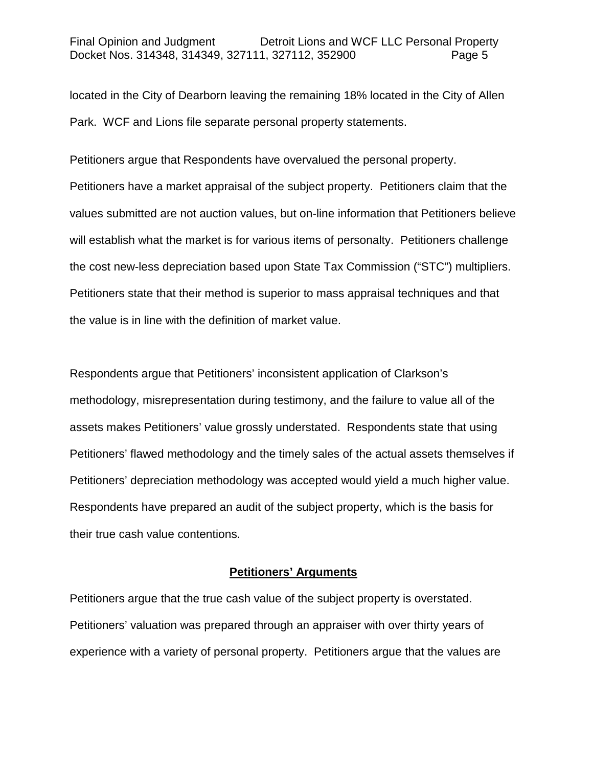located in the City of Dearborn leaving the remaining 18% located in the City of Allen Park. WCF and Lions file separate personal property statements.

Petitioners argue that Respondents have overvalued the personal property. Petitioners have a market appraisal of the subject property. Petitioners claim that the values submitted are not auction values, but on-line information that Petitioners believe will establish what the market is for various items of personalty. Petitioners challenge the cost new-less depreciation based upon State Tax Commission ("STC") multipliers. Petitioners state that their method is superior to mass appraisal techniques and that the value is in line with the definition of market value.

Respondents argue that Petitioners' inconsistent application of Clarkson's methodology, misrepresentation during testimony, and the failure to value all of the assets makes Petitioners' value grossly understated. Respondents state that using Petitioners' flawed methodology and the timely sales of the actual assets themselves if Petitioners' depreciation methodology was accepted would yield a much higher value. Respondents have prepared an audit of the subject property, which is the basis for their true cash value contentions.

## Petitioners' Arguments

Petitioners argue that the true cash value of the subject property is overstated. Petitioners' valuation was prepared through an appraiser with over thirty years of experience with a variety of personal property. Petitioners argue that the values are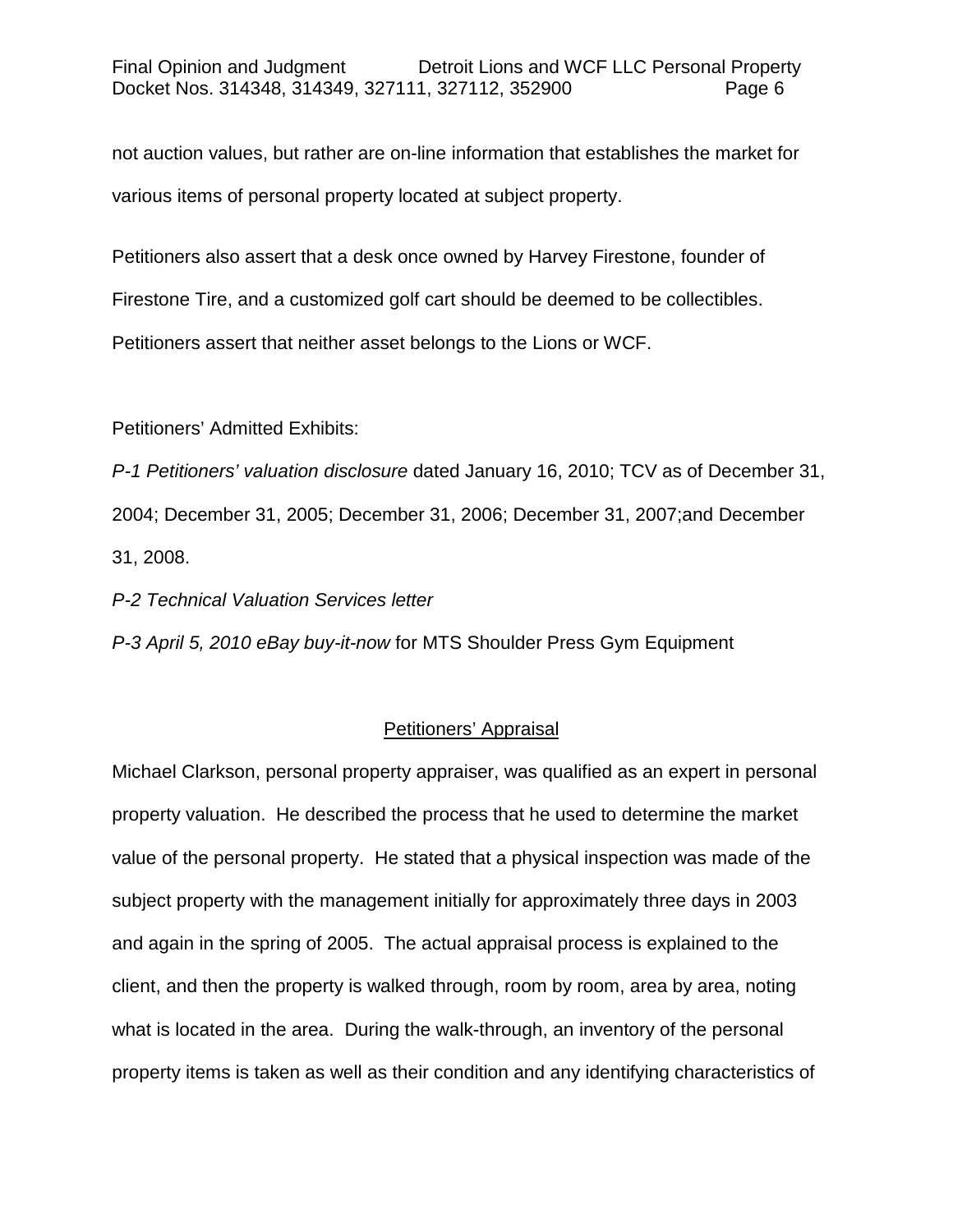not auction values, but rather are on-line information that establishes the market for various items of personal property located at subject property.

Petitioners also assert that a desk once owned by Harvey Firestone, founder of Firestone Tire, and a customized golf cart should be deemed to be collectibles. Petitioners assert that neither asset belongs to the Lions or WCF.

Petitioners' Admitted Exhibits:

*P-1 Petitioners' valuation disclosure* dated January 16, 2010; TCV as of December 31, 2004; December 31, 2005; December 31, 2006; December 31, 2007;and December 31, 2008.

*P-2 Technical Valuation Services letter*

*P-3 April 5, 2010 eBay buy-it-now* for MTS Shoulder Press Gym Equipment

## Petitioners' Appraisal

Michael Clarkson, personal property appraiser, was qualified as an expert in personal property valuation. He described the process that he used to determine the market value of the personal property. He stated that a physical inspection was made of the subject property with the management initially for approximately three days in 2003 and again in the spring of 2005. The actual appraisal process is explained to the client, and then the property is walked through, room by room, area by area, noting what is located in the area. During the walk-through, an inventory of the personal property items is taken as well as their condition and any identifying characteristics of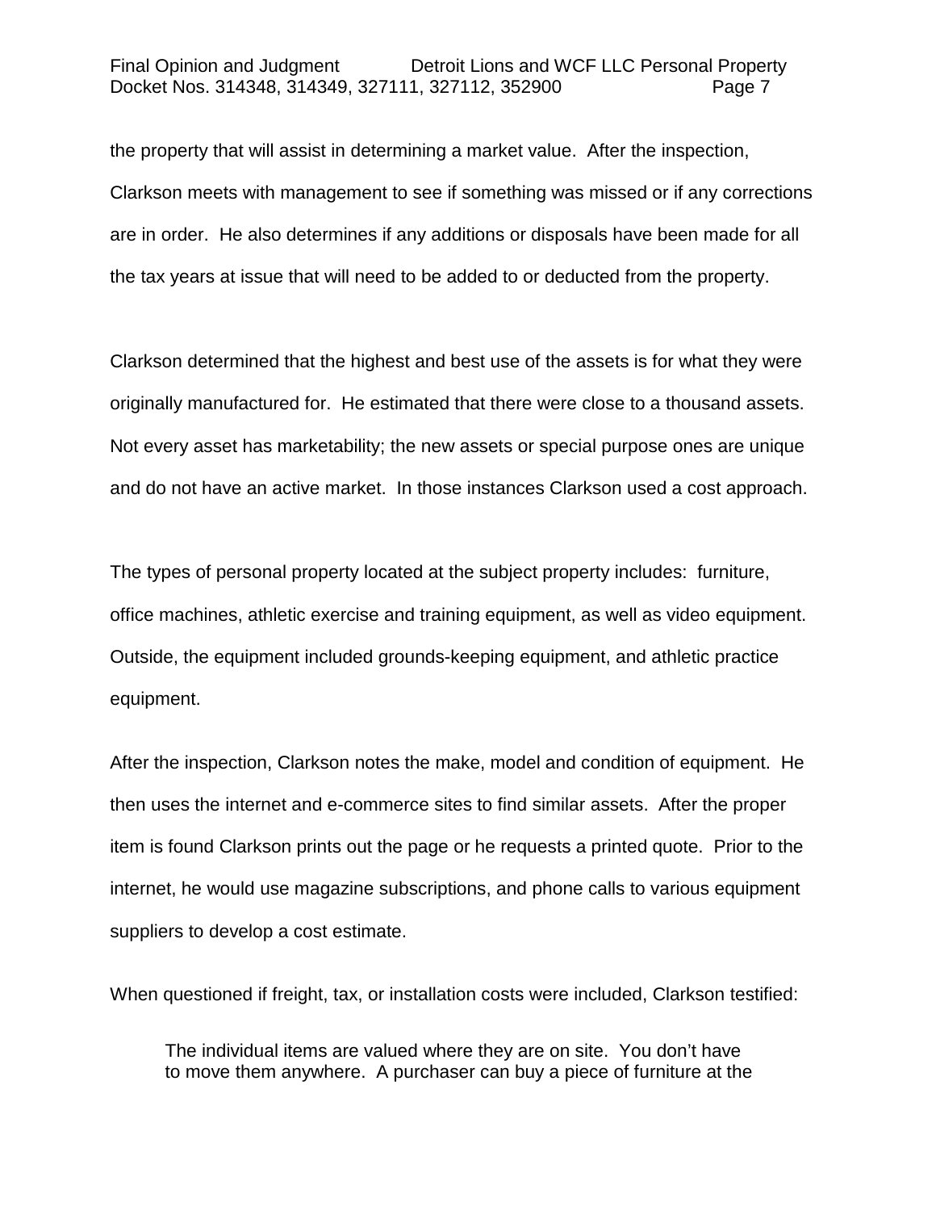the property that will assist in determining a market value. After the inspection, Clarkson meets with management to see if something was missed or if any corrections are in order. He also determines if any additions or disposals have been made for all the tax years at issue that will need to be added to or deducted from the property.

Clarkson determined that the highest and best use of the assets is for what they were originally manufactured for. He estimated that there were close to a thousand assets. Not every asset has marketability; the new assets or special purpose ones are unique and do not have an active market. In those instances Clarkson used a cost approach.

The types of personal property located at the subject property includes: furniture, office machines, athletic exercise and training equipment, as well as video equipment. Outside, the equipment included grounds-keeping equipment, and athletic practice equipment.

After the inspection, Clarkson notes the make, model and condition of equipment. He then uses the internet and e-commerce sites to find similar assets. After the proper item is found Clarkson prints out the page or he requests a printed quote. Prior to the internet, he would use magazine subscriptions, and phone calls to various equipment suppliers to develop a cost estimate.

When questioned if freight, tax, or installation costs were included, Clarkson testified:

> The individual items are valued where they are on site. You don't have to move them anywhere. A purchaser can buy a piece of furniture at the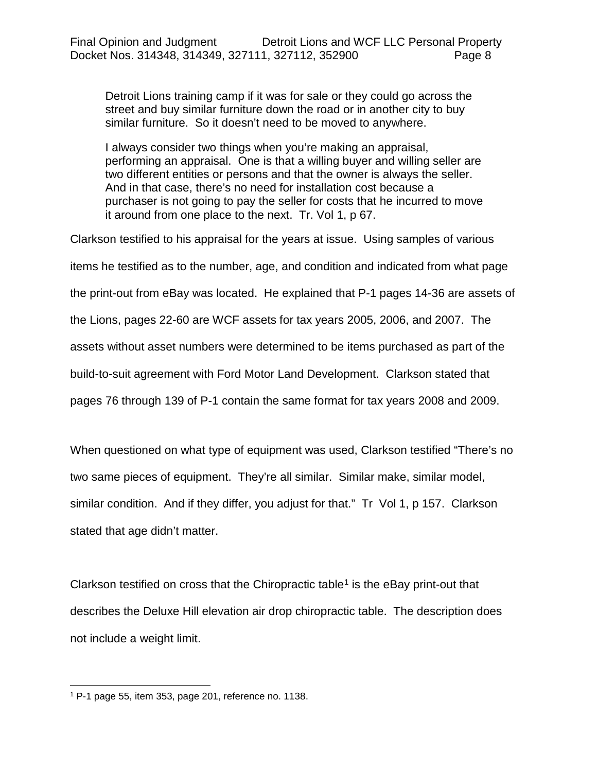> Detroit Lions training camp if it was for sale or they could go across the street and buy similar furniture down the road or in another city to buy similar furniture. So it doesn't need to be moved to anywhere.
>
> I always consider two things when you're making an appraisal, performing an appraisal. One is that a willing buyer and willing seller are two different entities or persons and that the owner is always the seller. And in that case, there's no need for installation cost because a purchaser is not going to pay the seller for costs that he incurred to move it around from one place to the next. Tr. Vol 1, p 67.

Clarkson testified to his appraisal for the years at issue. Using samples of various items he testified as to the number, age, and condition and indicated from what page the print-out from eBay was located. He explained that P-1 pages 14-36 are assets of the Lions, pages 22-60 are WCF assets for tax years 2005, 2006, and 2007. The assets without asset numbers were determined to be items purchased as part of the build-to-suit agreement with Ford Motor Land Development. Clarkson stated that pages 76 through 139 of P-1 contain the same format for tax years 2008 and 2009.

When questioned on what type of equipment was used, Clarkson testified "There's no two same pieces of equipment. They're all similar. Similar make, similar model, similar condition. And if they differ, you adjust for that." Tr Vol 1, p 157. Clarkson stated that age didn't matter.

Clarkson testified on cross that the Chiropractic table[1] is the eBay print-out that describes the Deluxe Hill elevation air drop chiropractic table. The description does not include a weight limit.

[1] P-1 page 55, item 353, page 201, reference no. 1138.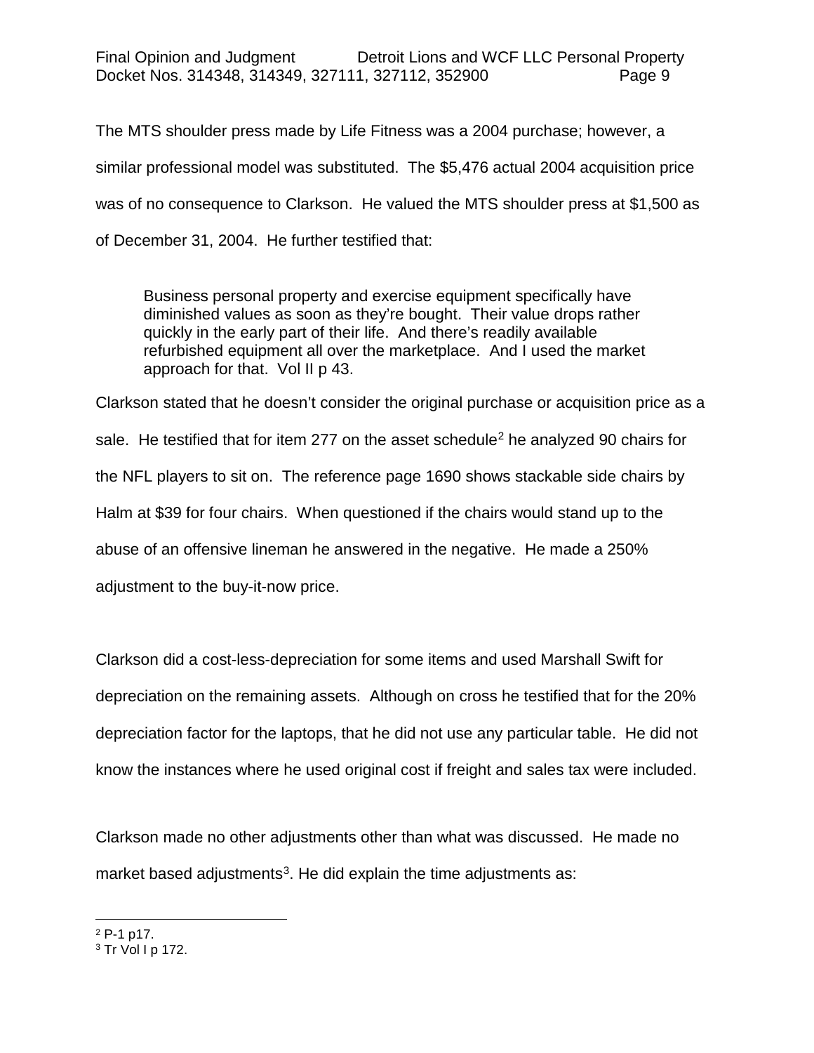The MTS shoulder press made by Life Fitness was a 2004 purchase; however, a similar professional model was substituted. The $5,476 actual 2004 acquisition price was of no consequence to Clarkson. He valued the MTS shoulder press at $1,500 as of December 31, 2004. He further testified that:

> Business personal property and exercise equipment specifically have diminished values as soon as they're bought. Their value drops rather quickly in the early part of their life. And there's readily available refurbished equipment all over the marketplace. And I used the market approach for that. Vol II p 43.

Clarkson stated that he doesn't consider the original purchase or acquisition price as a sale. He testified that for item 277 on the asset schedule[2] he analyzed 90 chairs for the NFL players to sit on. The reference page 1690 shows stackable side chairs by Halm at $39 for four chairs. When questioned if the chairs would stand up to the abuse of an offensive lineman he answered in the negative. He made a 250% adjustment to the buy-it-now price.

Clarkson did a cost-less-depreciation for some items and used Marshall Swift for depreciation on the remaining assets. Although on cross he testified that for the 20% depreciation factor for the laptops, that he did not use any particular table. He did not know the instances where he used original cost if freight and sales tax were included.

Clarkson made no other adjustments other than what was discussed. He made no market based adjustments[3]. He did explain the time adjustments as:

[2] P-1 p17.

[3] Tr Vol I p 172.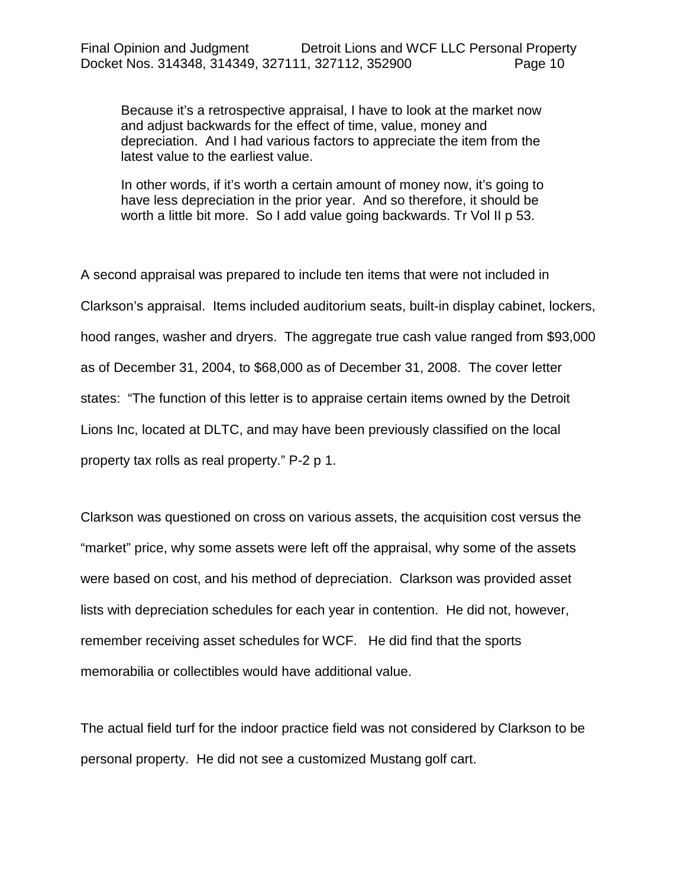> Because it's a retrospective appraisal, I have to look at the market now and adjust backwards for the effect of time, value, money and depreciation. And I had various factors to appreciate the item from the latest value to the earliest value.
>
> In other words, if it's worth a certain amount of money now, it's going to have less depreciation in the prior year. And so therefore, it should be worth a little bit more. So I add value going backwards. Tr Vol II p 53.

A second appraisal was prepared to include ten items that were not included in Clarkson's appraisal. Items included auditorium seats, built-in display cabinet, lockers, hood ranges, washer and dryers. The aggregate true cash value ranged from $93,000 as of December 31, 2004, to $68,000 as of December 31, 2008. The cover letter states: "The function of this letter is to appraise certain items owned by the Detroit Lions Inc, located at DLTC, and may have been previously classified on the local property tax rolls as real property." P-2 p 1.

Clarkson was questioned on cross on various assets, the acquisition cost versus the "market" price, why some assets were left off the appraisal, why some of the assets were based on cost, and his method of depreciation. Clarkson was provided asset lists with depreciation schedules for each year in contention. He did not, however, remember receiving asset schedules for WCF. He did find that the sports memorabilia or collectibles would have additional value.

The actual field turf for the indoor practice field was not considered by Clarkson to be personal property. He did not see a customized Mustang golf cart.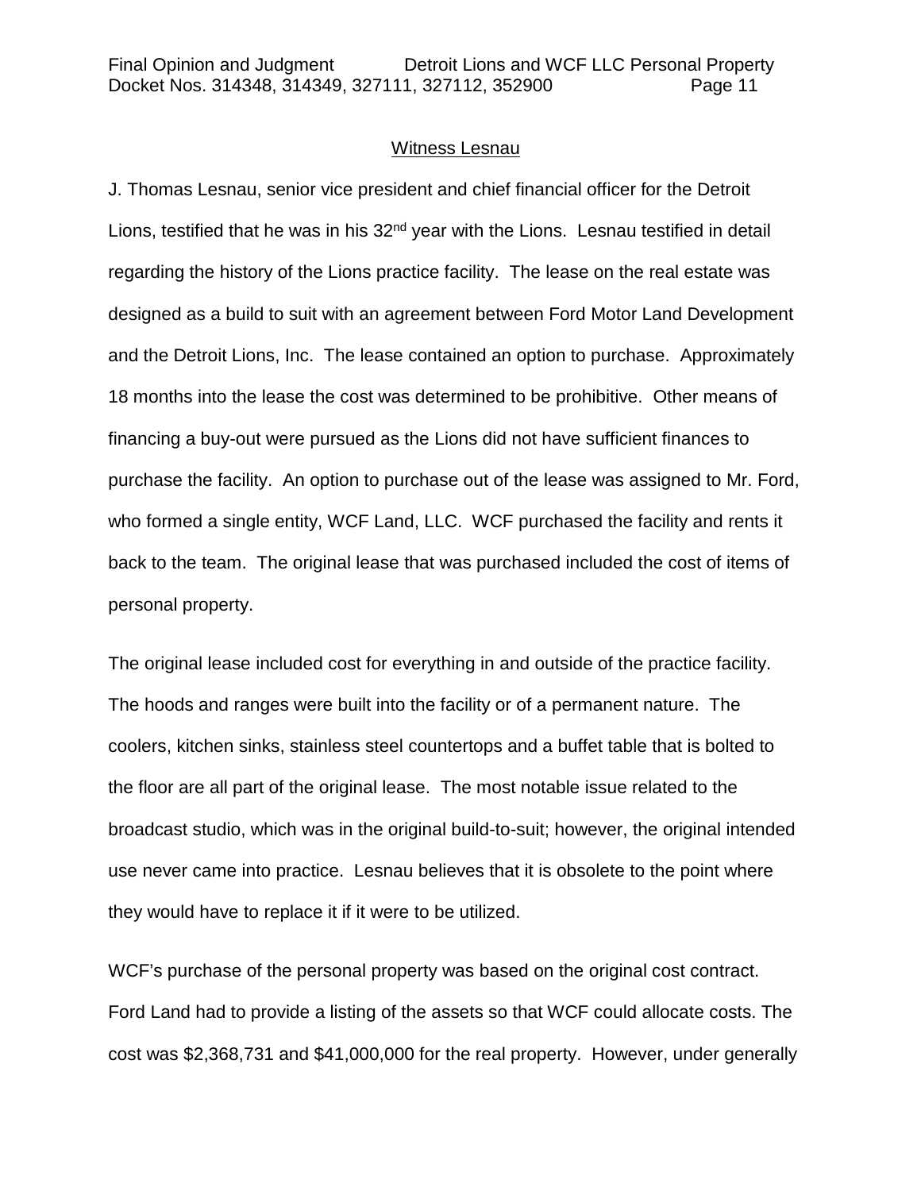<u>Witness Lesnau</u>

J. Thomas Lesnau, senior vice president and chief financial officer for the Detroit Lions, testified that he was in his 32nd year with the Lions. Lesnau testified in detail regarding the history of the Lions practice facility. The lease on the real estate was designed as a build to suit with an agreement between Ford Motor Land Development and the Detroit Lions, Inc. The lease contained an option to purchase. Approximately 18 months into the lease the cost was determined to be prohibitive. Other means of financing a buy-out were pursued as the Lions did not have sufficient finances to purchase the facility. An option to purchase out of the lease was assigned to Mr. Ford, who formed a single entity, WCF Land, LLC. WCF purchased the facility and rents it back to the team. The original lease that was purchased included the cost of items of personal property.

The original lease included cost for everything in and outside of the practice facility. The hoods and ranges were built into the facility or of a permanent nature. The coolers, kitchen sinks, stainless steel countertops and a buffet table that is bolted to the floor are all part of the original lease. The most notable issue related to the broadcast studio, which was in the original build-to-suit; however, the original intended use never came into practice. Lesnau believes that it is obsolete to the point where they would have to replace it if it were to be utilized.

WCF's purchase of the personal property was based on the original cost contract. Ford Land had to provide a listing of the assets so that WCF could allocate costs. The cost was $2,368,731 and $41,000,000 for the real property. However, under generally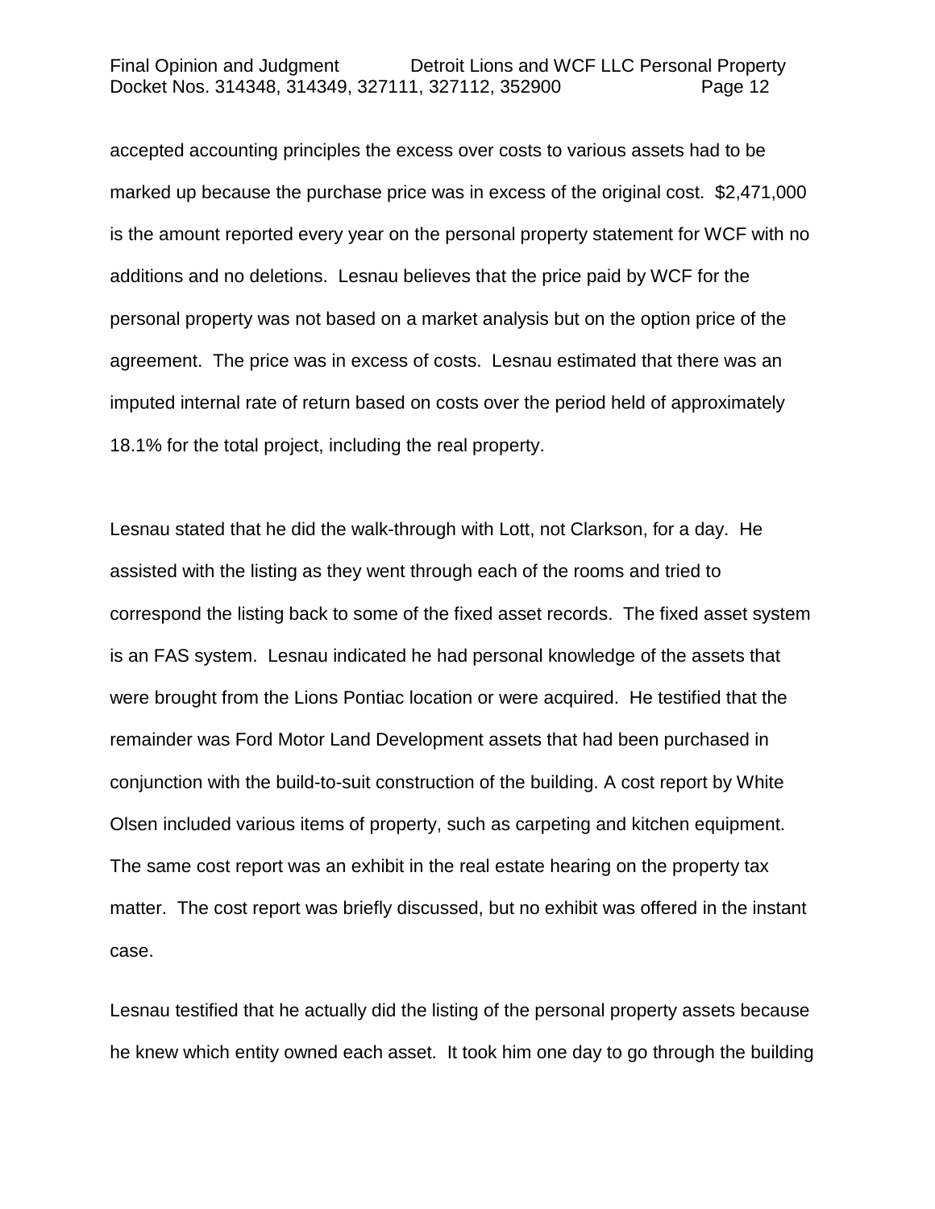accepted accounting principles the excess over costs to various assets had to be marked up because the purchase price was in excess of the original cost. $2,471,000 is the amount reported every year on the personal property statement for WCF with no additions and no deletions. Lesnau believes that the price paid by WCF for the personal property was not based on a market analysis but on the option price of the agreement. The price was in excess of costs. Lesnau estimated that there was an imputed internal rate of return based on costs over the period held of approximately 18.1% for the total project, including the real property.

Lesnau stated that he did the walk-through with Lott, not Clarkson, for a day. He assisted with the listing as they went through each of the rooms and tried to correspond the listing back to some of the fixed asset records. The fixed asset system is an FAS system. Lesnau indicated he had personal knowledge of the assets that were brought from the Lions Pontiac location or were acquired. He testified that the remainder was Ford Motor Land Development assets that had been purchased in conjunction with the build-to-suit construction of the building. A cost report by White Olsen included various items of property, such as carpeting and kitchen equipment. The same cost report was an exhibit in the real estate hearing on the property tax matter. The cost report was briefly discussed, but no exhibit was offered in the instant case.

Lesnau testified that he actually did the listing of the personal property assets because he knew which entity owned each asset. It took him one day to go through the building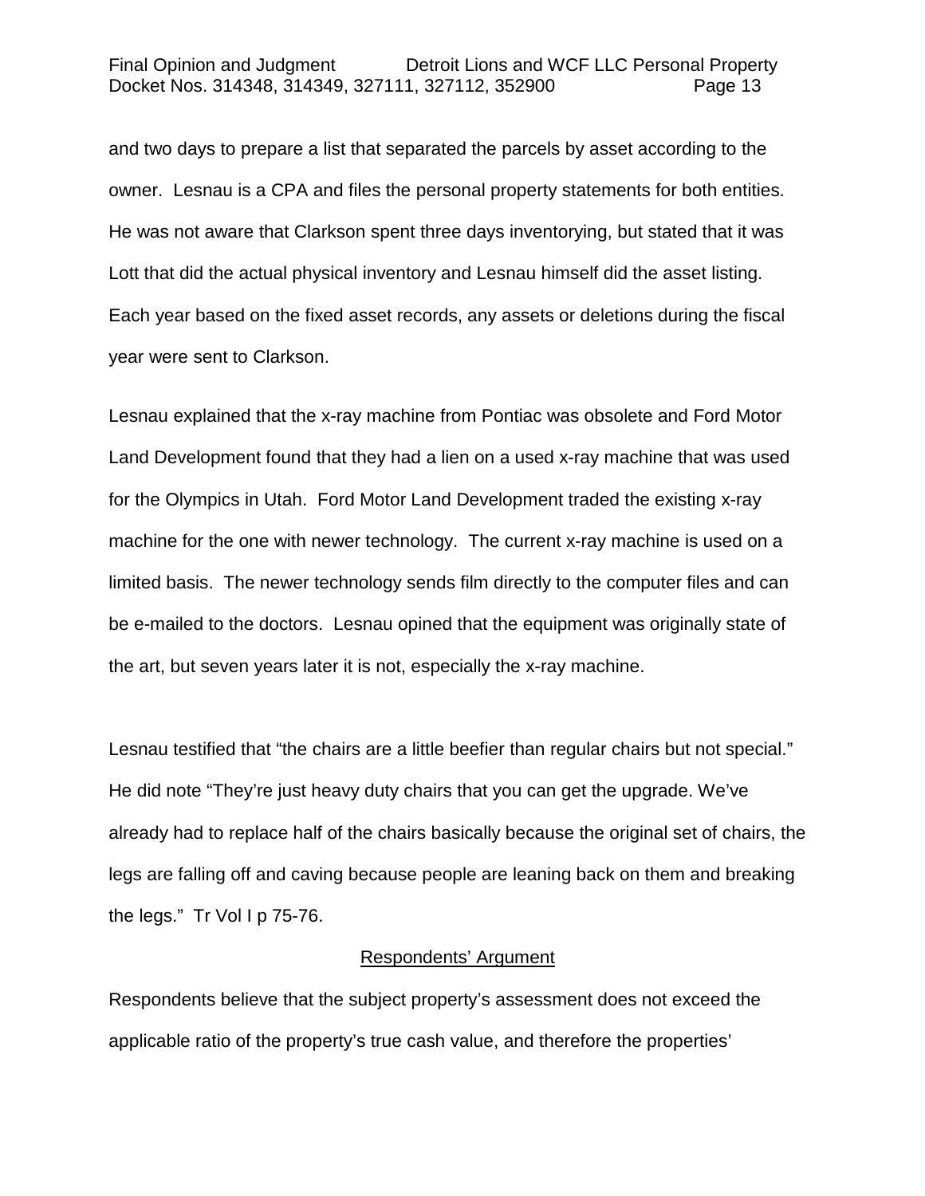and two days to prepare a list that separated the parcels by asset according to the owner. Lesnau is a CPA and files the personal property statements for both entities. He was not aware that Clarkson spent three days inventorying, but stated that it was Lott that did the actual physical inventory and Lesnau himself did the asset listing. Each year based on the fixed asset records, any assets or deletions during the fiscal year were sent to Clarkson.

Lesnau explained that the x-ray machine from Pontiac was obsolete and Ford Motor Land Development found that they had a lien on a used x-ray machine that was used for the Olympics in Utah. Ford Motor Land Development traded the existing x-ray machine for the one with newer technology. The current x-ray machine is used on a limited basis. The newer technology sends film directly to the computer files and can be e-mailed to the doctors. Lesnau opined that the equipment was originally state of the art, but seven years later it is not, especially the x-ray machine.

Lesnau testified that "the chairs are a little beefier than regular chairs but not special." He did note "They're just heavy duty chairs that you can get the upgrade. We've already had to replace half of the chairs basically because the original set of chairs, the legs are falling off and caving because people are leaning back on them and breaking the legs." Tr Vol I p 75-76.

## Respondents' Argument

Respondents believe that the subject property's assessment does not exceed the applicable ratio of the property's true cash value, and therefore the properties'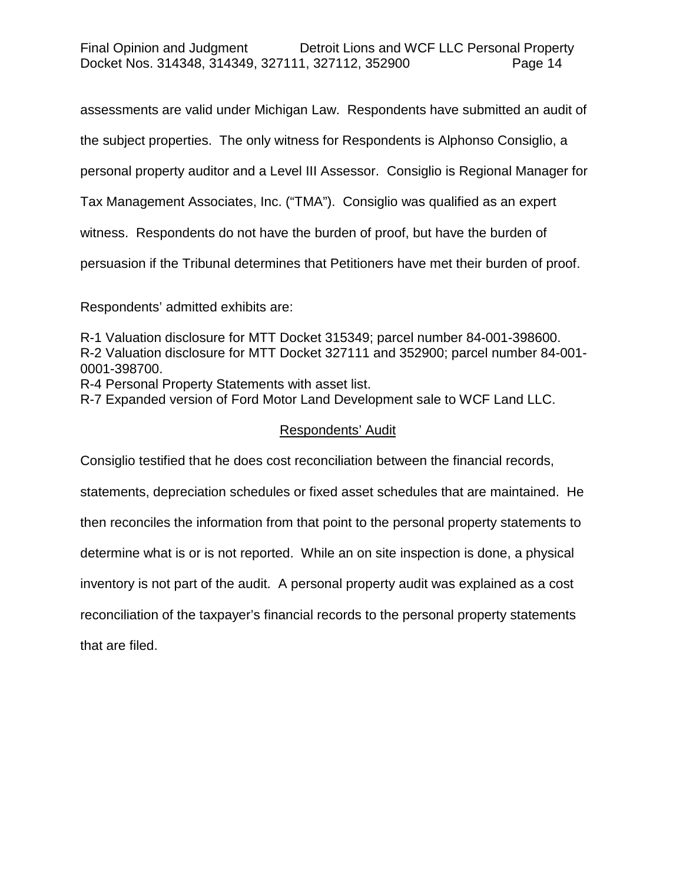assessments are valid under Michigan Law. Respondents have submitted an audit of the subject properties. The only witness for Respondents is Alphonso Consiglio, a personal property auditor and a Level III Assessor. Consiglio is Regional Manager for Tax Management Associates, Inc. ("TMA"). Consiglio was qualified as an expert witness. Respondents do not have the burden of proof, but have the burden of persuasion if the Tribunal determines that Petitioners have met their burden of proof.

Respondents' admitted exhibits are:

R-1 Valuation disclosure for MTT Docket 315349; parcel number 84-001-398600.
R-2 Valuation disclosure for MTT Docket 327111 and 352900; parcel number 84-001-0001-398700.
R-4 Personal Property Statements with asset list.
R-7 Expanded version of Ford Motor Land Development sale to WCF Land LLC.

## Respondents' Audit

Consiglio testified that he does cost reconciliation between the financial records, statements, depreciation schedules or fixed asset schedules that are maintained. He then reconciles the information from that point to the personal property statements to determine what is or is not reported. While an on site inspection is done, a physical inventory is not part of the audit. A personal property audit was explained as a cost reconciliation of the taxpayer's financial records to the personal property statements that are filed.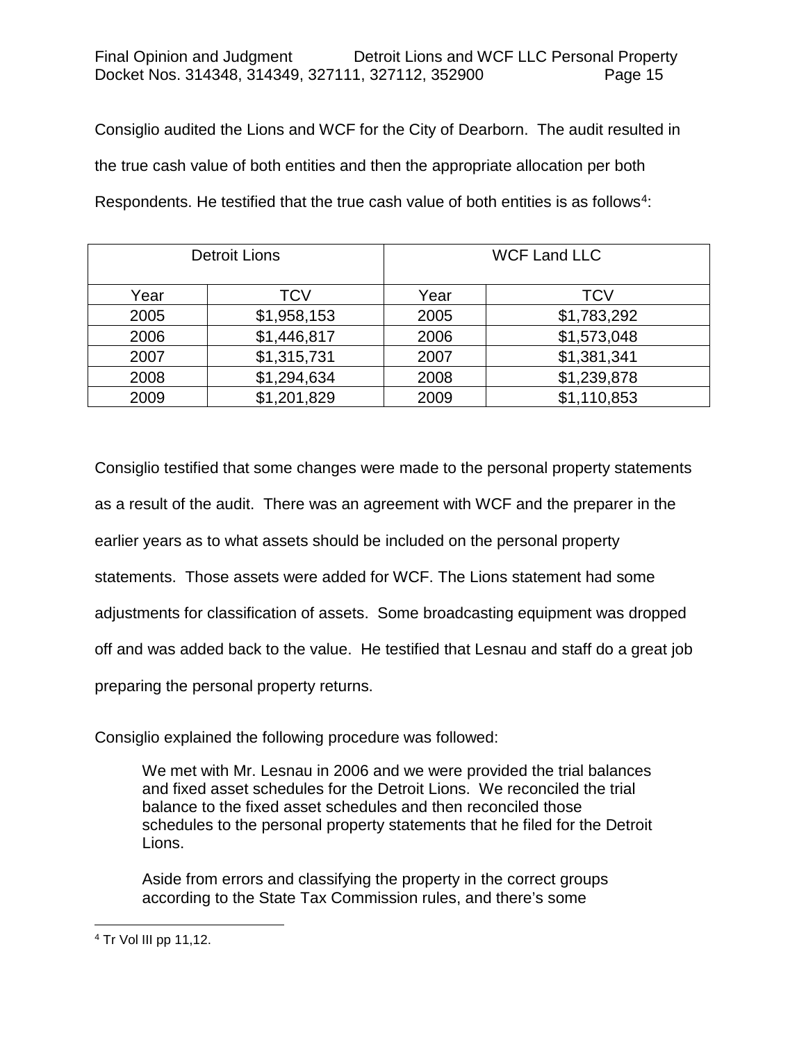Consiglio audited the Lions and WCF for the City of Dearborn. The audit resulted in the true cash value of both entities and then the appropriate allocation per both Respondents. He testified that the true cash value of both entities is as follows[4]:

| Detroit Lions | | WCF Land LLC | |
|---|---|---|---|
| Year | TCV | Year | TCV |
| 2005 | $1,958,153 | 2005 | $1,783,292 |
| 2006 | $1,446,817 | 2006 | $1,573,048 |
| 2007 | $1,315,731 | 2007 | $1,381,341 |
| 2008 | $1,294,634 | 2008 | $1,239,878 |
| 2009 | $1,201,829 | 2009 | $1,110,853 |

Consiglio testified that some changes were made to the personal property statements as a result of the audit. There was an agreement with WCF and the preparer in the earlier years as to what assets should be included on the personal property statements. Those assets were added for WCF. The Lions statement had some adjustments for classification of assets. Some broadcasting equipment was dropped off and was added back to the value. He testified that Lesnau and staff do a great job preparing the personal property returns.

Consiglio explained the following procedure was followed:

> We met with Mr. Lesnau in 2006 and we were provided the trial balances and fixed asset schedules for the Detroit Lions. We reconciled the trial balance to the fixed asset schedules and then reconciled those schedules to the personal property statements that he filed for the Detroit Lions.
>
> Aside from errors and classifying the property in the correct groups according to the State Tax Commission rules, and there's some

[4] Tr Vol III pp 11,12.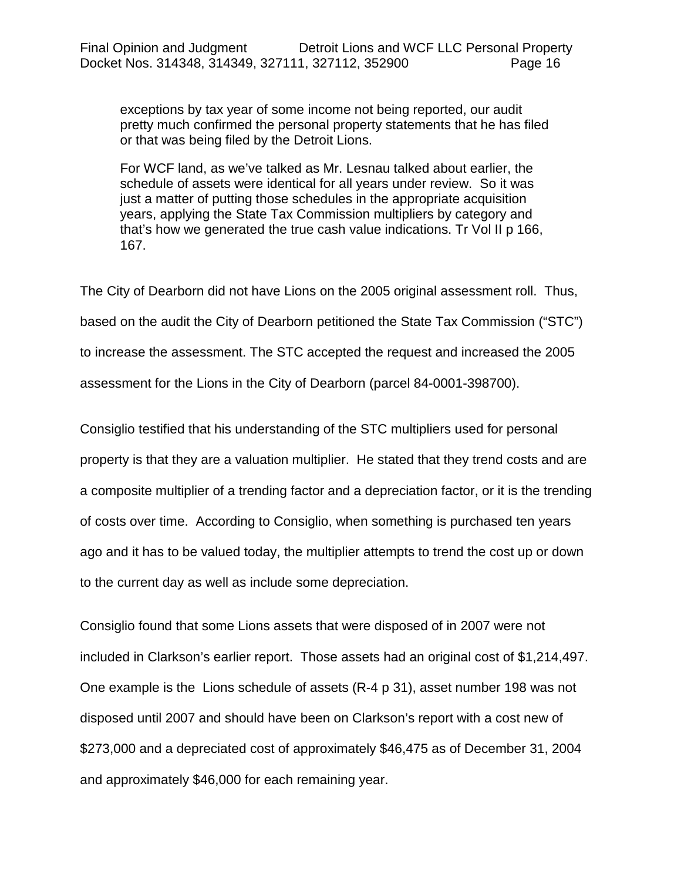> exceptions by tax year of some income not being reported, our audit pretty much confirmed the personal property statements that he has filed or that was being filed by the Detroit Lions.
>
> For WCF land, as we've talked as Mr. Lesnau talked about earlier, the schedule of assets were identical for all years under review. So it was just a matter of putting those schedules in the appropriate acquisition years, applying the State Tax Commission multipliers by category and that's how we generated the true cash value indications. Tr Vol II p 166, 167.

The City of Dearborn did not have Lions on the 2005 original assessment roll. Thus, based on the audit the City of Dearborn petitioned the State Tax Commission ("STC") to increase the assessment. The STC accepted the request and increased the 2005 assessment for the Lions in the City of Dearborn (parcel 84-0001-398700).

Consiglio testified that his understanding of the STC multipliers used for personal property is that they are a valuation multiplier. He stated that they trend costs and are a composite multiplier of a trending factor and a depreciation factor, or it is the trending of costs over time. According to Consiglio, when something is purchased ten years ago and it has to be valued today, the multiplier attempts to trend the cost up or down to the current day as well as include some depreciation.

Consiglio found that some Lions assets that were disposed of in 2007 were not included in Clarkson's earlier report. Those assets had an original cost of $1,214,497. One example is the Lions schedule of assets (R-4 p 31), asset number 198 was not disposed until 2007 and should have been on Clarkson's report with a cost new of $273,000 and a depreciated cost of approximately $46,475 as of December 31, 2004 and approximately $46,000 for each remaining year.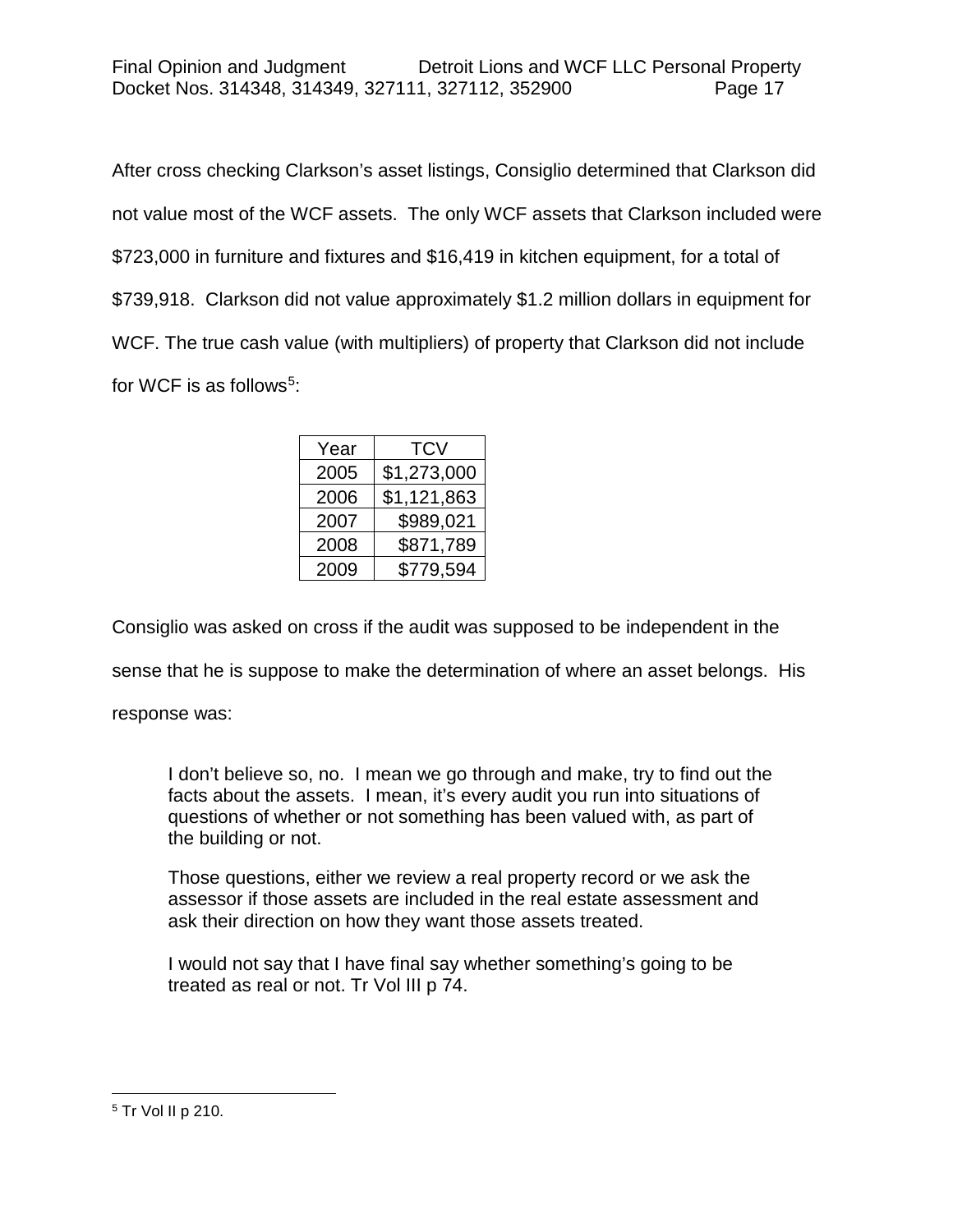After cross checking Clarkson's asset listings, Consiglio determined that Clarkson did not value most of the WCF assets. The only WCF assets that Clarkson included were $723,000 in furniture and fixtures and $16,419 in kitchen equipment, for a total of $739,918. Clarkson did not value approximately $1.2 million dollars in equipment for WCF. The true cash value (with multipliers) of property that Clarkson did not include for WCF is as follows[5]:

| Year | TCV |
|---|---|
| 2005 | $1,273,000 |
| 2006 | $1,121,863 |
| 2007 | $989,021 |
| 2008 | $871,789 |
| 2009 | $779,594 |

Consiglio was asked on cross if the audit was supposed to be independent in the sense that he is suppose to make the determination of where an asset belongs. His response was:

> I don't believe so, no. I mean we go through and make, try to find out the facts about the assets. I mean, it's every audit you run into situations of questions of whether or not something has been valued with, as part of the building or not.
>
> Those questions, either we review a real property record or we ask the assessor if those assets are included in the real estate assessment and ask their direction on how they want those assets treated.
>
> I would not say that I have final say whether something's going to be treated as real or not. Tr Vol III p 74.

[5] Tr Vol II p 210.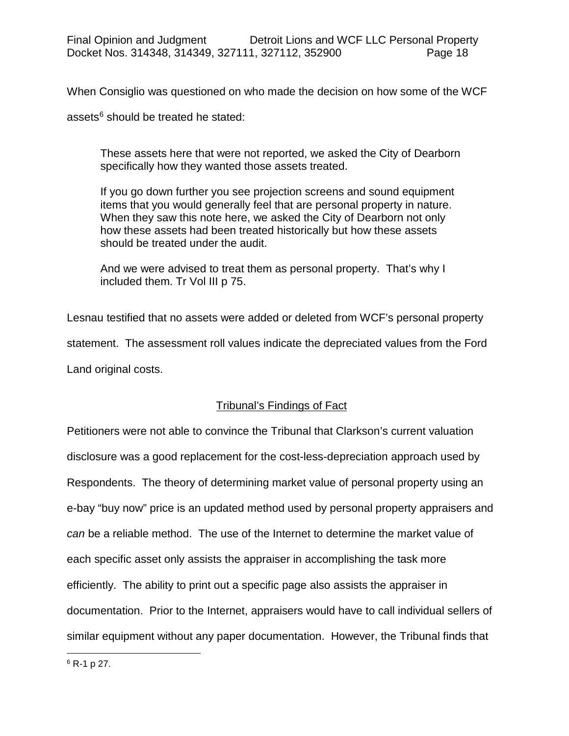When Consiglio was questioned on who made the decision on how some of the WCF assets[6] should be treated he stated:

> These assets here that were not reported, we asked the City of Dearborn specifically how they wanted those assets treated.
>
> If you go down further you see projection screens and sound equipment items that you would generally feel that are personal property in nature. When they saw this note here, we asked the City of Dearborn not only how these assets had been treated historically but how these assets should be treated under the audit.
>
> And we were advised to treat them as personal property. That's why I included them. Tr Vol III p 75.

Lesnau testified that no assets were added or deleted from WCF's personal property statement. The assessment roll values indicate the depreciated values from the Ford Land original costs.

## Tribunal's Findings of Fact

Petitioners were not able to convince the Tribunal that Clarkson's current valuation disclosure was a good replacement for the cost-less-depreciation approach used by Respondents. The theory of determining market value of personal property using an e-bay "buy now" price is an updated method used by personal property appraisers and *can* be a reliable method. The use of the Internet to determine the market value of each specific asset only assists the appraiser in accomplishing the task more efficiently. The ability to print out a specific page also assists the appraiser in documentation. Prior to the Internet, appraisers would have to call individual sellers of similar equipment without any paper documentation. However, the Tribunal finds that

---

[6] R-1 p 27.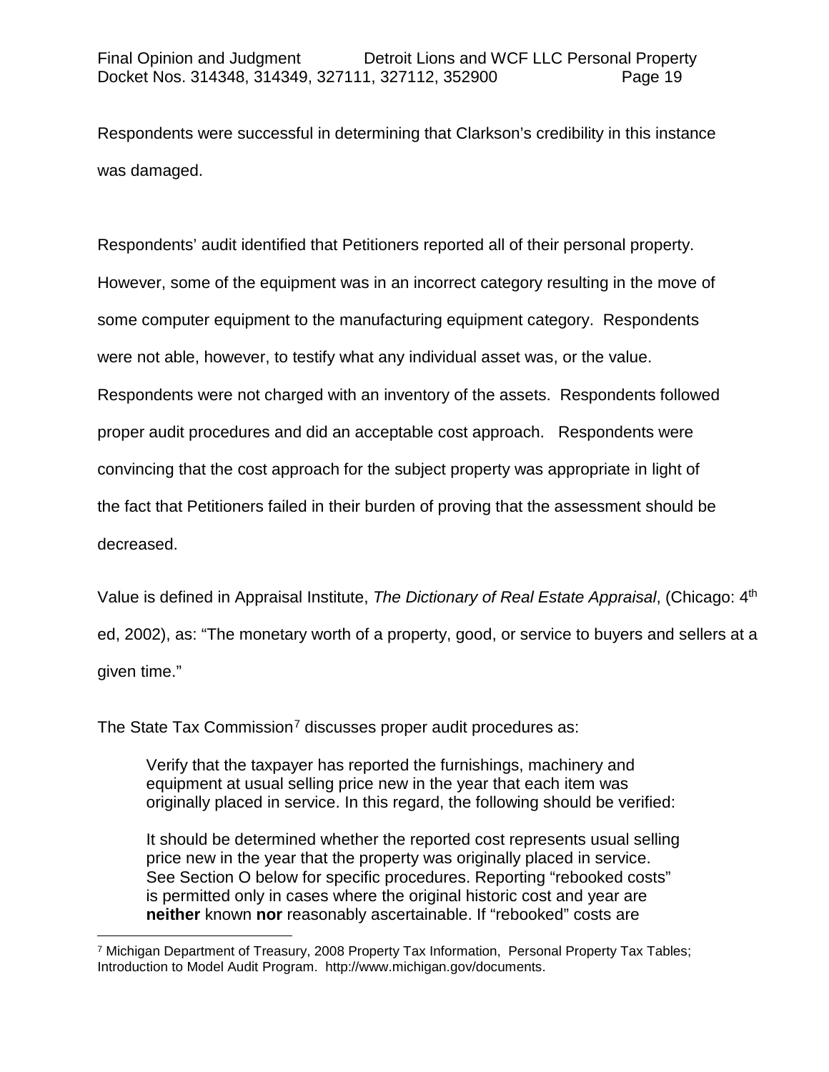Respondents were successful in determining that Clarkson's credibility in this instance was damaged.

Respondents' audit identified that Petitioners reported all of their personal property. However, some of the equipment was in an incorrect category resulting in the move of some computer equipment to the manufacturing equipment category. Respondents were not able, however, to testify what any individual asset was, or the value. Respondents were not charged with an inventory of the assets. Respondents followed proper audit procedures and did an acceptable cost approach. Respondents were convincing that the cost approach for the subject property was appropriate in light of the fact that Petitioners failed in their burden of proving that the assessment should be decreased.

Value is defined in Appraisal Institute, *The Dictionary of Real Estate Appraisal*, (Chicago: 4th ed, 2002), as: "The monetary worth of a property, good, or service to buyers and sellers at a given time."

The State Tax Commission[7] discusses proper audit procedures as:

> Verify that the taxpayer has reported the furnishings, machinery and equipment at usual selling price new in the year that each item was originally placed in service. In this regard, the following should be verified:
>
> It should be determined whether the reported cost represents usual selling price new in the year that the property was originally placed in service. See Section O below for specific procedures. Reporting "rebooked costs" is permitted only in cases where the original historic cost and year are **neither** known **nor** reasonably ascertainable. If "rebooked" costs are

[7] Michigan Department of Treasury, 2008 Property Tax Information, Personal Property Tax Tables; Introduction to Model Audit Program. http://www.michigan.gov/documents.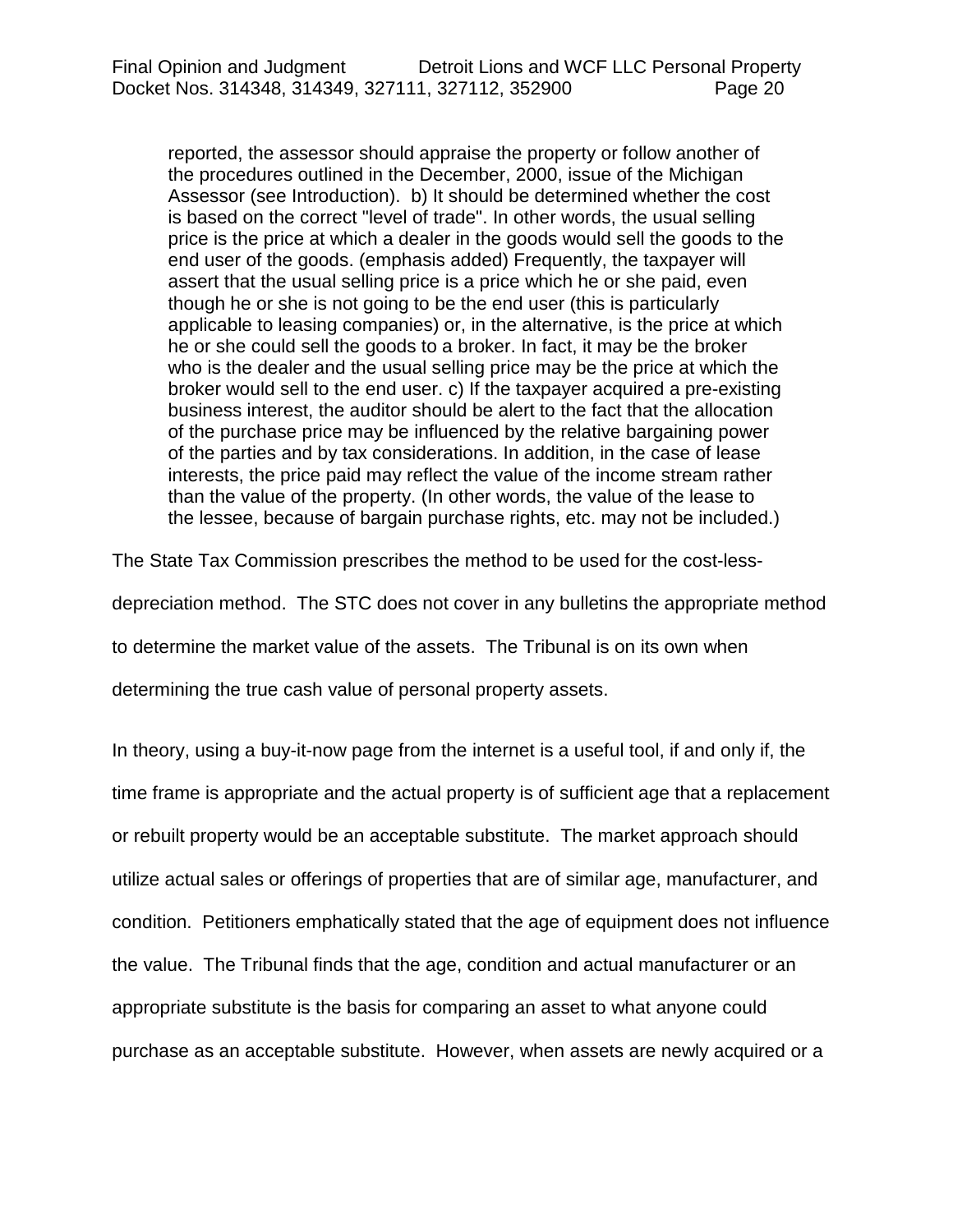> reported, the assessor should appraise the property or follow another of the procedures outlined in the December, 2000, issue of the Michigan Assessor (see Introduction). b) It should be determined whether the cost is based on the correct "level of trade". In other words, the usual selling price is the price at which a dealer in the goods would sell the goods to the end user of the goods. (emphasis added) Frequently, the taxpayer will assert that the usual selling price is a price which he or she paid, even though he or she is not going to be the end user (this is particularly applicable to leasing companies) or, in the alternative, is the price at which he or she could sell the goods to a broker. In fact, it may be the broker who is the dealer and the usual selling price may be the price at which the broker would sell to the end user. c) If the taxpayer acquired a pre-existing business interest, the auditor should be alert to the fact that the allocation of the purchase price may be influenced by the relative bargaining power of the parties and by tax considerations. In addition, in the case of lease interests, the price paid may reflect the value of the income stream rather than the value of the property. (In other words, the value of the lease to the lessee, because of bargain purchase rights, etc. may not be included.)

The State Tax Commission prescribes the method to be used for the cost-less-depreciation method. The STC does not cover in any bulletins the appropriate method to determine the market value of the assets. The Tribunal is on its own when determining the true cash value of personal property assets.

In theory, using a buy-it-now page from the internet is a useful tool, if and only if, the time frame is appropriate and the actual property is of sufficient age that a replacement or rebuilt property would be an acceptable substitute. The market approach should utilize actual sales or offerings of properties that are of similar age, manufacturer, and condition. Petitioners emphatically stated that the age of equipment does not influence the value. The Tribunal finds that the age, condition and actual manufacturer or an appropriate substitute is the basis for comparing an asset to what anyone could purchase as an acceptable substitute. However, when assets are newly acquired or a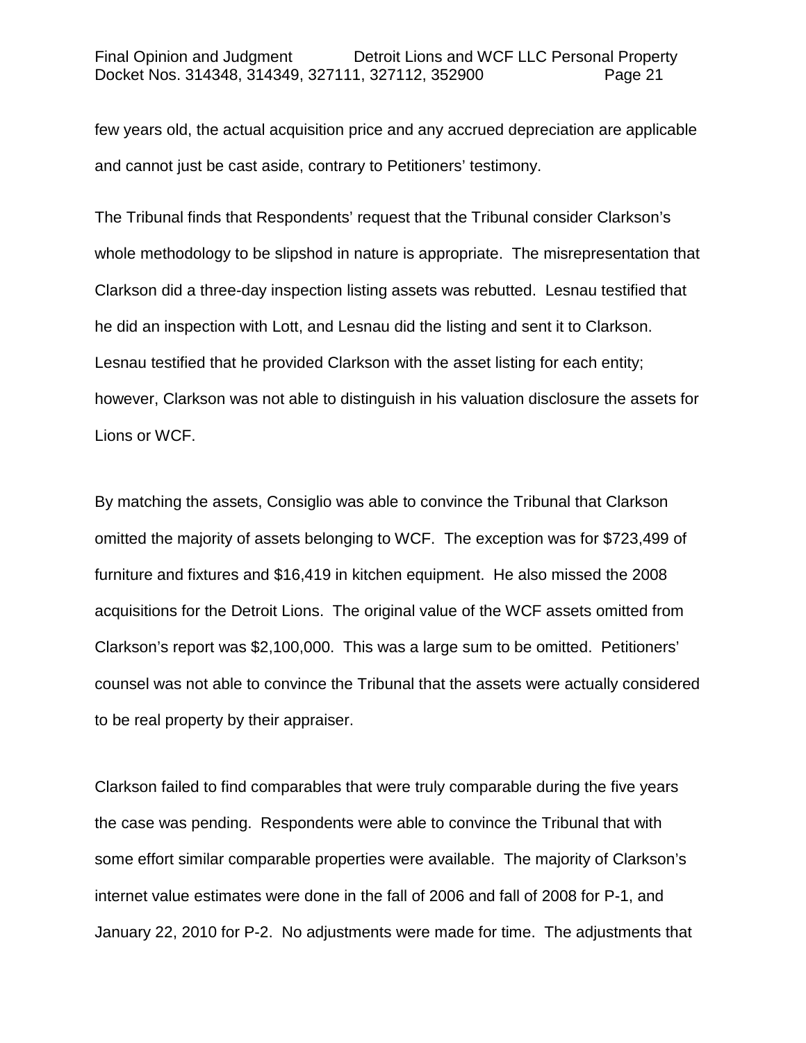few years old, the actual acquisition price and any accrued depreciation are applicable and cannot just be cast aside, contrary to Petitioners' testimony.

The Tribunal finds that Respondents' request that the Tribunal consider Clarkson's whole methodology to be slipshod in nature is appropriate. The misrepresentation that Clarkson did a three-day inspection listing assets was rebutted. Lesnau testified that he did an inspection with Lott, and Lesnau did the listing and sent it to Clarkson. Lesnau testified that he provided Clarkson with the asset listing for each entity; however, Clarkson was not able to distinguish in his valuation disclosure the assets for Lions or WCF.

By matching the assets, Consiglio was able to convince the Tribunal that Clarkson omitted the majority of assets belonging to WCF. The exception was for $723,499 of furniture and fixtures and $16,419 in kitchen equipment. He also missed the 2008 acquisitions for the Detroit Lions. The original value of the WCF assets omitted from Clarkson's report was $2,100,000. This was a large sum to be omitted. Petitioners' counsel was not able to convince the Tribunal that the assets were actually considered to be real property by their appraiser.

Clarkson failed to find comparables that were truly comparable during the five years the case was pending. Respondents were able to convince the Tribunal that with some effort similar comparable properties were available. The majority of Clarkson's internet value estimates were done in the fall of 2006 and fall of 2008 for P-1, and January 22, 2010 for P-2. No adjustments were made for time. The adjustments that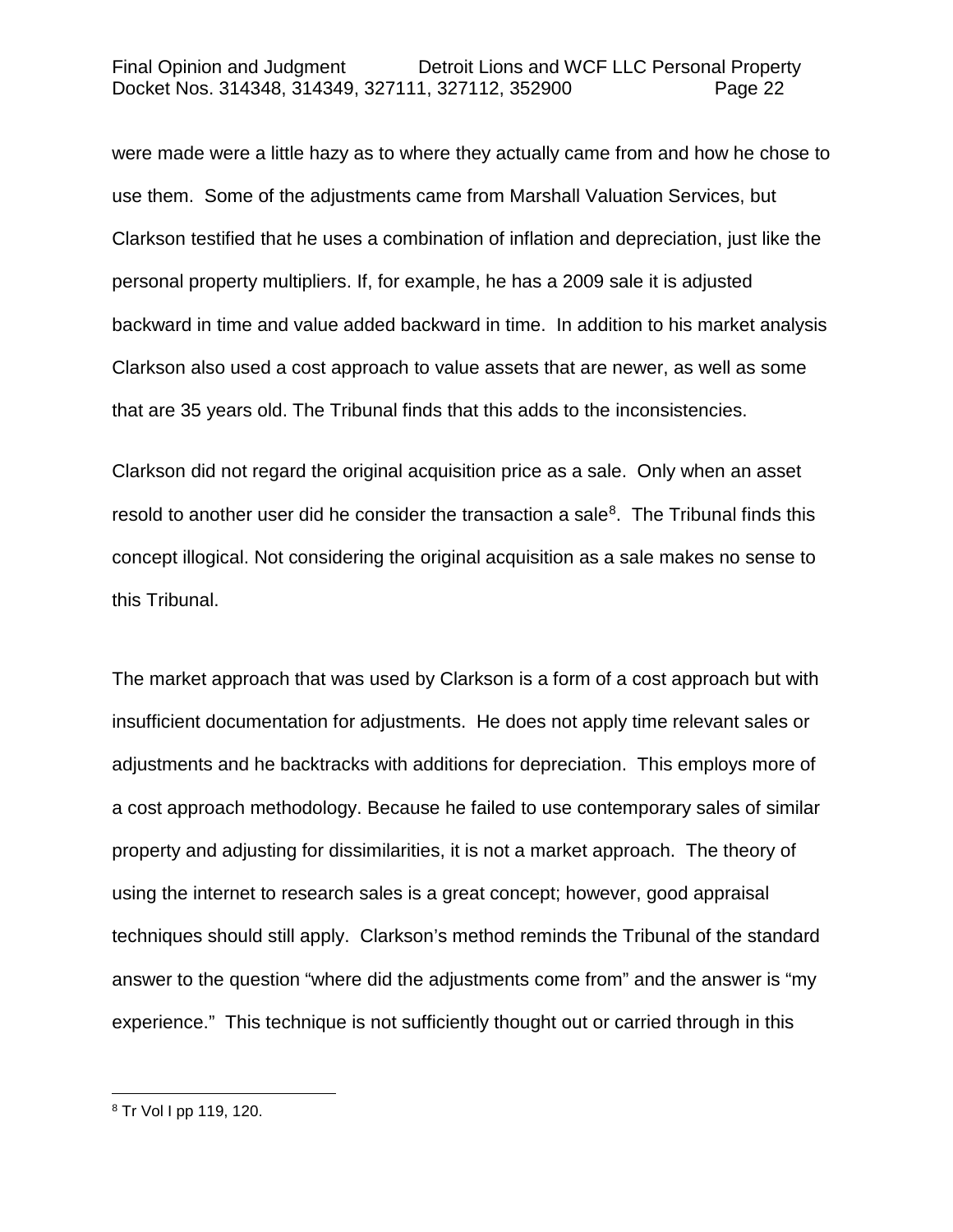were made were a little hazy as to where they actually came from and how he chose to use them. Some of the adjustments came from Marshall Valuation Services, but Clarkson testified that he uses a combination of inflation and depreciation, just like the personal property multipliers. If, for example, he has a 2009 sale it is adjusted backward in time and value added backward in time. In addition to his market analysis Clarkson also used a cost approach to value assets that are newer, as well as some that are 35 years old. The Tribunal finds that this adds to the inconsistencies.

Clarkson did not regard the original acquisition price as a sale. Only when an asset resold to another user did he consider the transaction a sale[8]. The Tribunal finds this concept illogical. Not considering the original acquisition as a sale makes no sense to this Tribunal.

The market approach that was used by Clarkson is a form of a cost approach but with insufficient documentation for adjustments. He does not apply time relevant sales or adjustments and he backtracks with additions for depreciation. This employs more of a cost approach methodology. Because he failed to use contemporary sales of similar property and adjusting for dissimilarities, it is not a market approach. The theory of using the internet to research sales is a great concept; however, good appraisal techniques should still apply. Clarkson's method reminds the Tribunal of the standard answer to the question "where did the adjustments come from" and the answer is "my experience." This technique is not sufficiently thought out or carried through in this

---

[8] Tr Vol I pp 119, 120.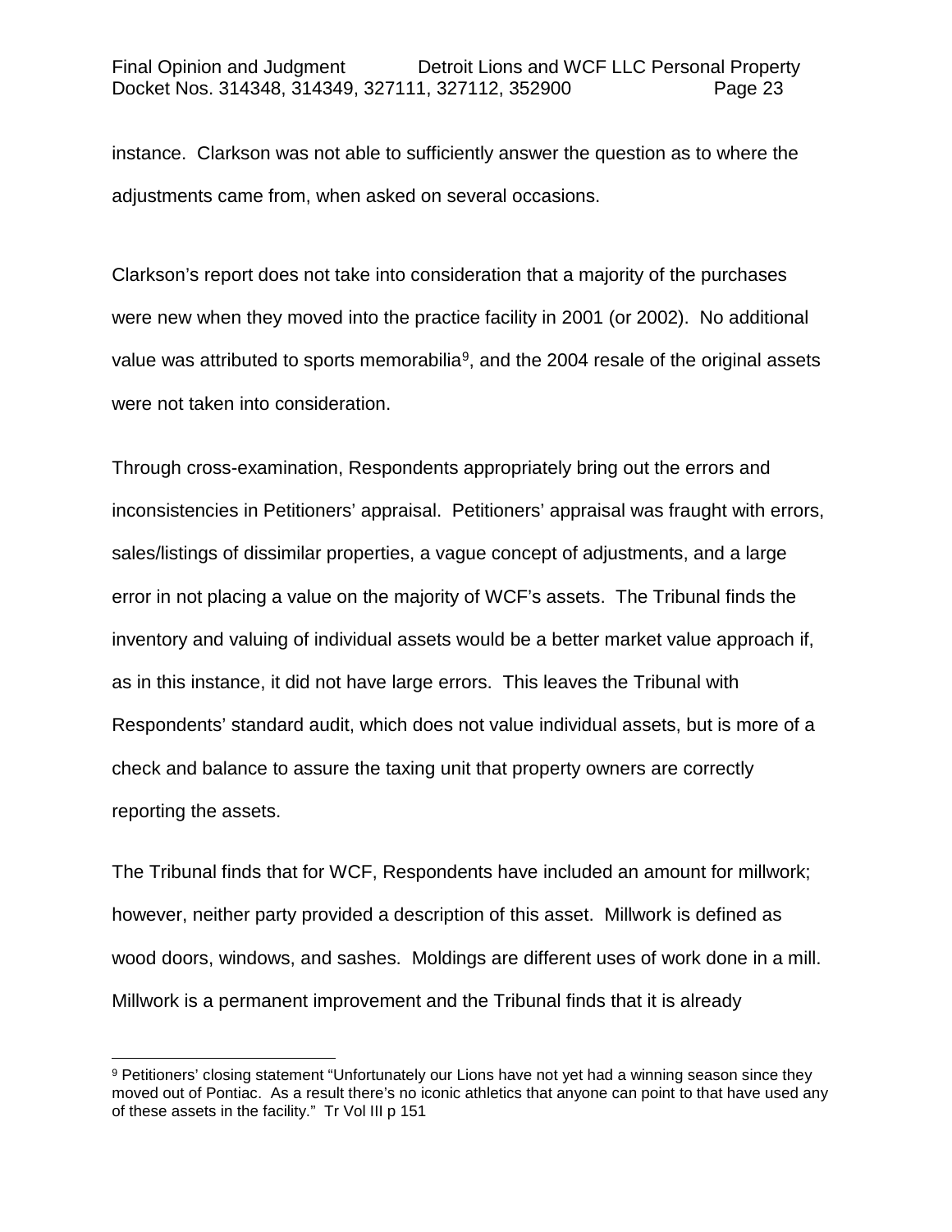instance. Clarkson was not able to sufficiently answer the question as to where the adjustments came from, when asked on several occasions.

Clarkson's report does not take into consideration that a majority of the purchases were new when they moved into the practice facility in 2001 (or 2002). No additional value was attributed to sports memorabilia[9], and the 2004 resale of the original assets were not taken into consideration.

Through cross-examination, Respondents appropriately bring out the errors and inconsistencies in Petitioners' appraisal. Petitioners' appraisal was fraught with errors, sales/listings of dissimilar properties, a vague concept of adjustments, and a large error in not placing a value on the majority of WCF's assets. The Tribunal finds the inventory and valuing of individual assets would be a better market value approach if, as in this instance, it did not have large errors. This leaves the Tribunal with Respondents' standard audit, which does not value individual assets, but is more of a check and balance to assure the taxing unit that property owners are correctly reporting the assets.

The Tribunal finds that for WCF, Respondents have included an amount for millwork; however, neither party provided a description of this asset. Millwork is defined as wood doors, windows, and sashes. Moldings are different uses of work done in a mill. Millwork is a permanent improvement and the Tribunal finds that it is already

---

[9] Petitioners' closing statement "Unfortunately our Lions have not yet had a winning season since they moved out of Pontiac. As a result there's no iconic athletics that anyone can point to that have used any of these assets in the facility." Tr Vol III p 151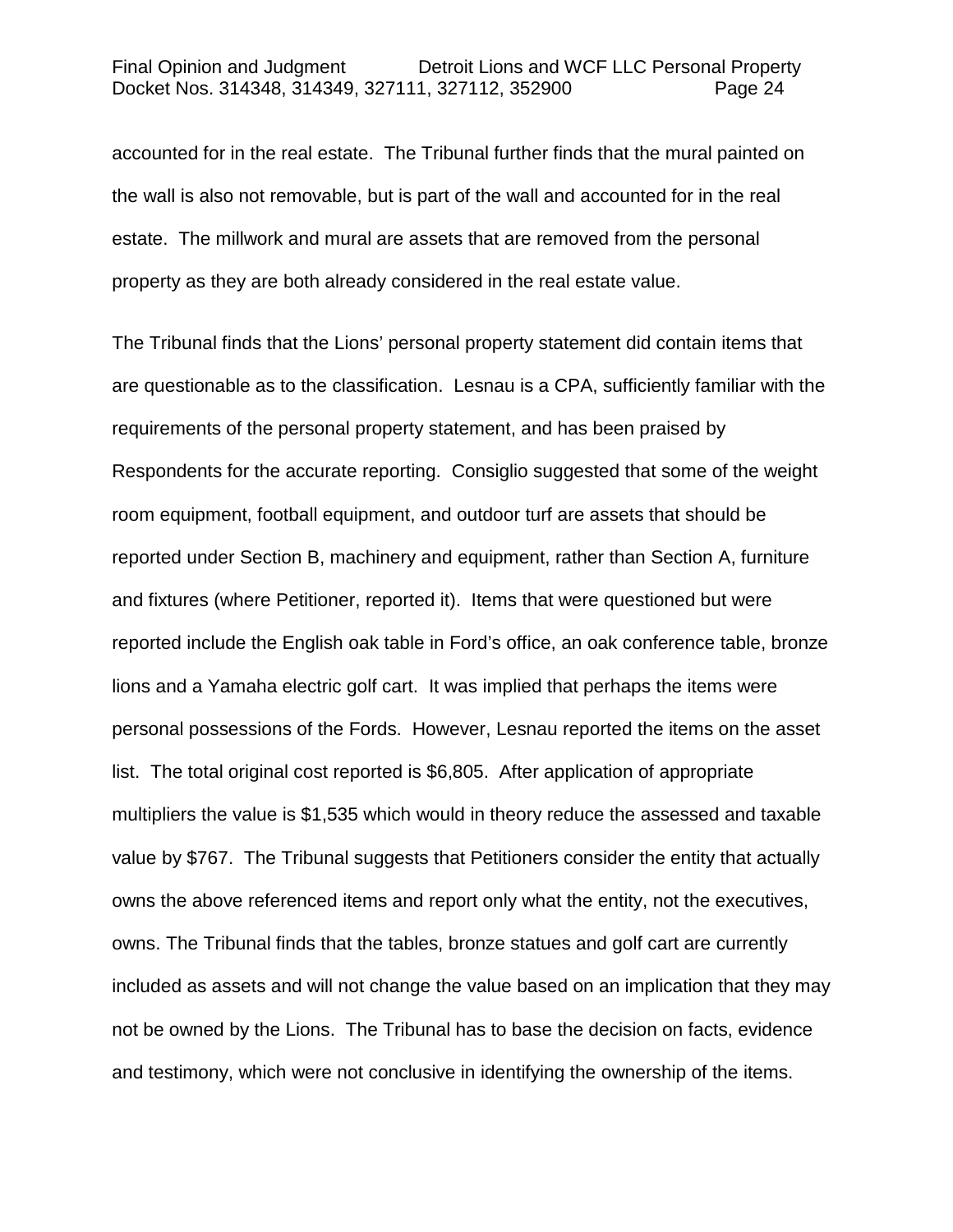accounted for in the real estate. The Tribunal further finds that the mural painted on the wall is also not removable, but is part of the wall and accounted for in the real estate. The millwork and mural are assets that are removed from the personal property as they are both already considered in the real estate value.

The Tribunal finds that the Lions' personal property statement did contain items that are questionable as to the classification. Lesnau is a CPA, sufficiently familiar with the requirements of the personal property statement, and has been praised by Respondents for the accurate reporting. Consiglio suggested that some of the weight room equipment, football equipment, and outdoor turf are assets that should be reported under Section B, machinery and equipment, rather than Section A, furniture and fixtures (where Petitioner, reported it). Items that were questioned but were reported include the English oak table in Ford's office, an oak conference table, bronze lions and a Yamaha electric golf cart. It was implied that perhaps the items were personal possessions of the Fords. However, Lesnau reported the items on the asset list. The total original cost reported is $6,805. After application of appropriate multipliers the value is $1,535 which would in theory reduce the assessed and taxable value by $767. The Tribunal suggests that Petitioners consider the entity that actually owns the above referenced items and report only what the entity, not the executives, owns. The Tribunal finds that the tables, bronze statues and golf cart are currently included as assets and will not change the value based on an implication that they may not be owned by the Lions. The Tribunal has to base the decision on facts, evidence and testimony, which were not conclusive in identifying the ownership of the items.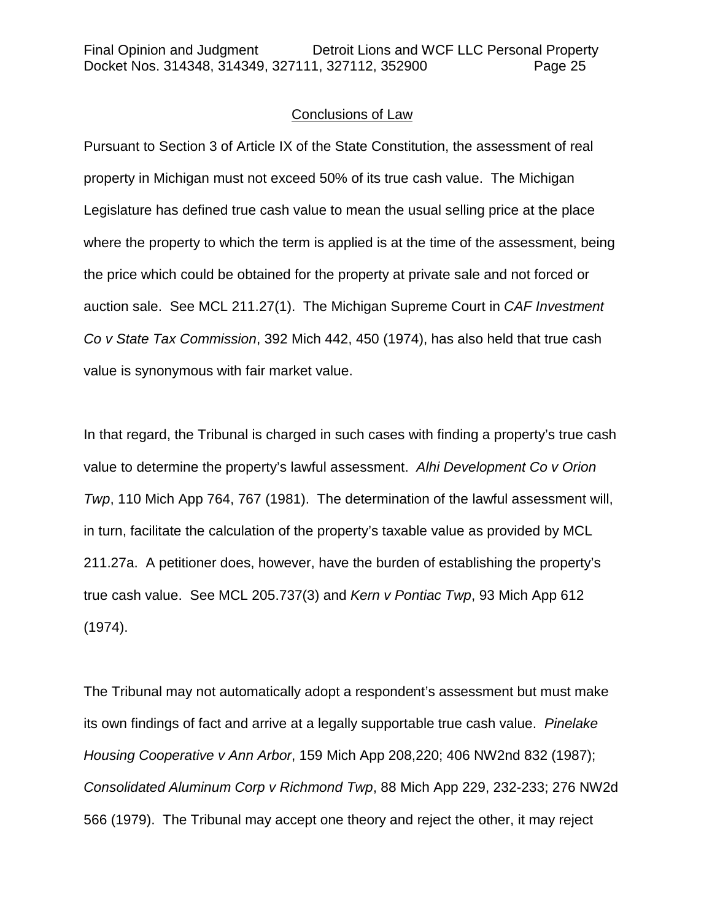## Conclusions of Law

Pursuant to Section 3 of Article IX of the State Constitution, the assessment of real property in Michigan must not exceed 50% of its true cash value. The Michigan Legislature has defined true cash value to mean the usual selling price at the place where the property to which the term is applied is at the time of the assessment, being the price which could be obtained for the property at private sale and not forced or auction sale. See MCL 211.27(1). The Michigan Supreme Court in *CAF Investment Co v State Tax Commission*, 392 Mich 442, 450 (1974), has also held that true cash value is synonymous with fair market value.

In that regard, the Tribunal is charged in such cases with finding a property's true cash value to determine the property's lawful assessment. *Alhi Development Co v Orion Twp*, 110 Mich App 764, 767 (1981). The determination of the lawful assessment will, in turn, facilitate the calculation of the property's taxable value as provided by MCL 211.27a. A petitioner does, however, have the burden of establishing the property's true cash value. See MCL 205.737(3) and *Kern v Pontiac Twp*, 93 Mich App 612 (1974).

The Tribunal may not automatically adopt a respondent's assessment but must make its own findings of fact and arrive at a legally supportable true cash value. *Pinelake Housing Cooperative v Ann Arbor*, 159 Mich App 208,220; 406 NW2nd 832 (1987); *Consolidated Aluminum Corp v Richmond Twp*, 88 Mich App 229, 232-233; 276 NW2d 566 (1979). The Tribunal may accept one theory and reject the other, it may reject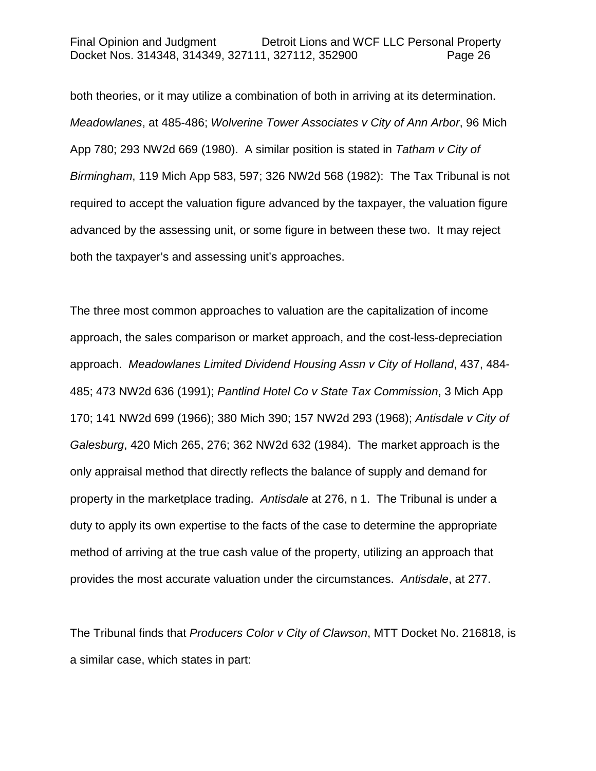both theories, or it may utilize a combination of both in arriving at its determination. *Meadowlanes*, at 485-486; *Wolverine Tower Associates v City of Ann Arbor*, 96 Mich App 780; 293 NW2d 669 (1980). A similar position is stated in *Tatham v City of Birmingham*, 119 Mich App 583, 597; 326 NW2d 568 (1982): The Tax Tribunal is not required to accept the valuation figure advanced by the taxpayer, the valuation figure advanced by the assessing unit, or some figure in between these two. It may reject both the taxpayer's and assessing unit's approaches.

The three most common approaches to valuation are the capitalization of income approach, the sales comparison or market approach, and the cost-less-depreciation approach. *Meadowlanes Limited Dividend Housing Assn v City of Holland*, 437, 484-485; 473 NW2d 636 (1991); *Pantlind Hotel Co v State Tax Commission*, 3 Mich App 170; 141 NW2d 699 (1966); 380 Mich 390; 157 NW2d 293 (1968); *Antisdale v City of Galesburg*, 420 Mich 265, 276; 362 NW2d 632 (1984). The market approach is the only appraisal method that directly reflects the balance of supply and demand for property in the marketplace trading. *Antisdale* at 276, n 1. The Tribunal is under a duty to apply its own expertise to the facts of the case to determine the appropriate method of arriving at the true cash value of the property, utilizing an approach that provides the most accurate valuation under the circumstances. *Antisdale*, at 277.

The Tribunal finds that *Producers Color v City of Clawson*, MTT Docket No. 216818, is a similar case, which states in part: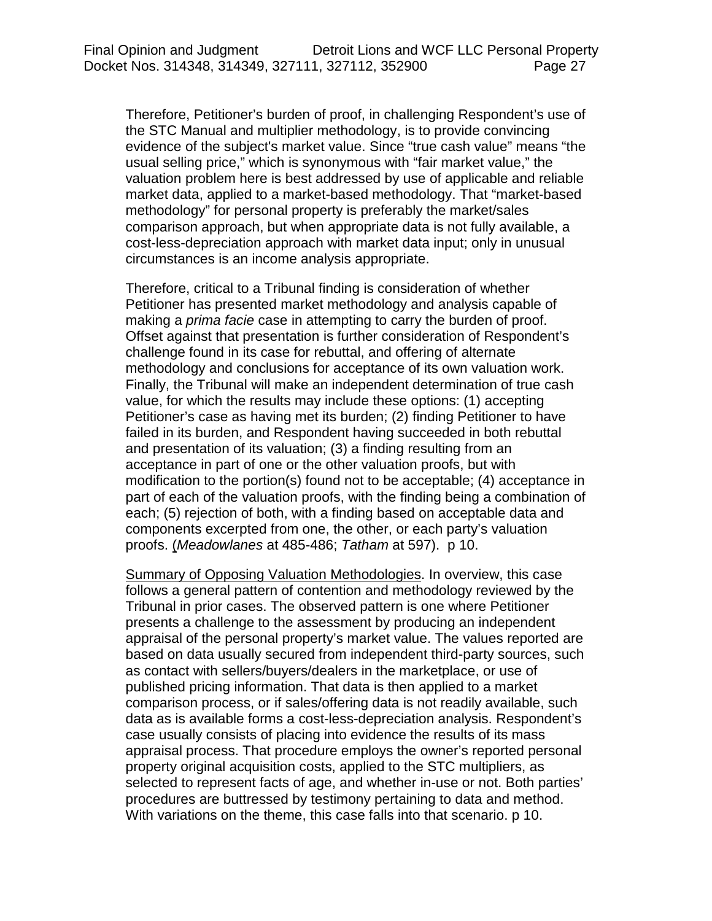Therefore, Petitioner's burden of proof, in challenging Respondent's use of the STC Manual and multiplier methodology, is to provide convincing evidence of the subject's market value. Since "true cash value" means "the usual selling price," which is synonymous with "fair market value," the valuation problem here is best addressed by use of applicable and reliable market data, applied to a market-based methodology. That "market-based methodology" for personal property is preferably the market/sales comparison approach, but when appropriate data is not fully available, a cost-less-depreciation approach with market data input; only in unusual circumstances is an income analysis appropriate.

Therefore, critical to a Tribunal finding is consideration of whether Petitioner has presented market methodology and analysis capable of making a *prima facie* case in attempting to carry the burden of proof. Offset against that presentation is further consideration of Respondent's challenge found in its case for rebuttal, and offering of alternate methodology and conclusions for acceptance of its own valuation work. Finally, the Tribunal will make an independent determination of true cash value, for which the results may include these options: (1) accepting Petitioner's case as having met its burden; (2) finding Petitioner to have failed in its burden, and Respondent having succeeded in both rebuttal and presentation of its valuation; (3) a finding resulting from an acceptance in part of one or the other valuation proofs, but with modification to the portion(s) found not to be acceptable; (4) acceptance in part of each of the valuation proofs, with the finding being a combination of each; (5) rejection of both, with a finding based on acceptable data and components excerpted from one, the other, or each party's valuation proofs. (*Meadowlanes* at 485-486; *Tatham* at 597). p 10.

Summary of Opposing Valuation Methodologies. In overview, this case follows a general pattern of contention and methodology reviewed by the Tribunal in prior cases. The observed pattern is one where Petitioner presents a challenge to the assessment by producing an independent appraisal of the personal property's market value. The values reported are based on data usually secured from independent third-party sources, such as contact with sellers/buyers/dealers in the marketplace, or use of published pricing information. That data is then applied to a market comparison process, or if sales/offering data is not readily available, such data as is available forms a cost-less-depreciation analysis. Respondent's case usually consists of placing into evidence the results of its mass appraisal process. That procedure employs the owner's reported personal property original acquisition costs, applied to the STC multipliers, as selected to represent facts of age, and whether in-use or not. Both parties' procedures are buttressed by testimony pertaining to data and method. With variations on the theme, this case falls into that scenario. p 10.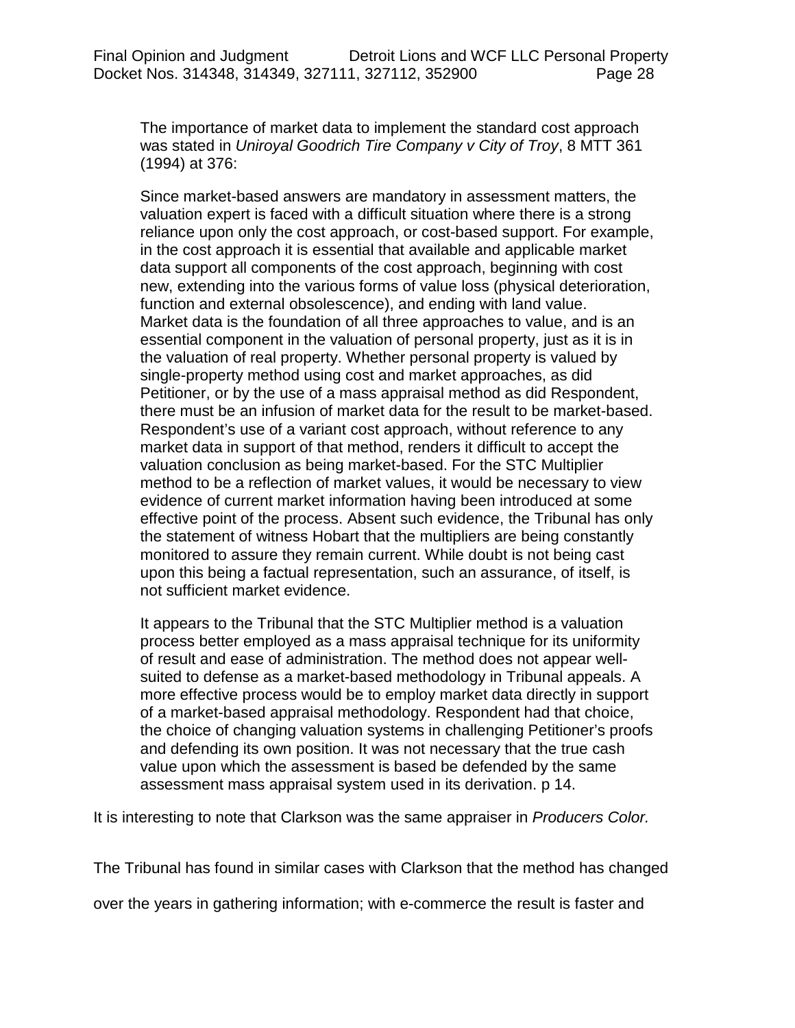> The importance of market data to implement the standard cost approach was stated in *Uniroyal Goodrich Tire Company v City of Troy*, 8 MTT 361 (1994) at 376:
>
> Since market-based answers are mandatory in assessment matters, the valuation expert is faced with a difficult situation where there is a strong reliance upon only the cost approach, or cost-based support. For example, in the cost approach it is essential that available and applicable market data support all components of the cost approach, beginning with cost new, extending into the various forms of value loss (physical deterioration, function and external obsolescence), and ending with land value. Market data is the foundation of all three approaches to value, and is an essential component in the valuation of personal property, just as it is in the valuation of real property. Whether personal property is valued by single-property method using cost and market approaches, as did Petitioner, or by the use of a mass appraisal method as did Respondent, there must be an infusion of market data for the result to be market-based. Respondent's use of a variant cost approach, without reference to any market data in support of that method, renders it difficult to accept the valuation conclusion as being market-based. For the STC Multiplier method to be a reflection of market values, it would be necessary to view evidence of current market information having been introduced at some effective point of the process. Absent such evidence, the Tribunal has only the statement of witness Hobart that the multipliers are being constantly monitored to assure they remain current. While doubt is not being cast upon this being a factual representation, such an assurance, of itself, is not sufficient market evidence.
>
> It appears to the Tribunal that the STC Multiplier method is a valuation process better employed as a mass appraisal technique for its uniformity of result and ease of administration. The method does not appear well-suited to defense as a market-based methodology in Tribunal appeals. A more effective process would be to employ market data directly in support of a market-based appraisal methodology. Respondent had that choice, the choice of changing valuation systems in challenging Petitioner's proofs and defending its own position. It was not necessary that the true cash value upon which the assessment is based be defended by the same assessment mass appraisal system used in its derivation. p 14.

It is interesting to note that Clarkson was the same appraiser in *Producers Color.*

The Tribunal has found in similar cases with Clarkson that the method has changed over the years in gathering information; with e-commerce the result is faster and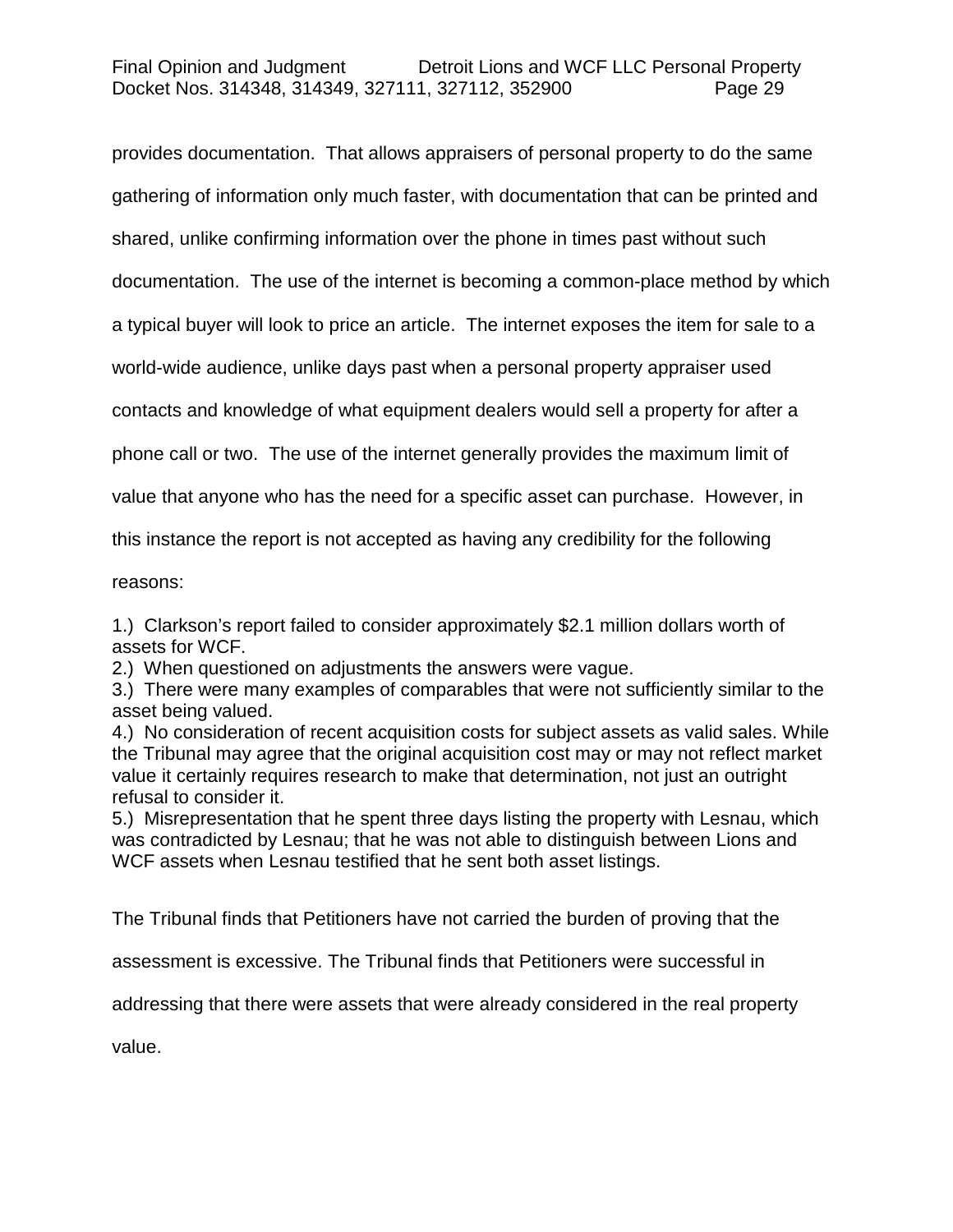provides documentation. That allows appraisers of personal property to do the same gathering of information only much faster, with documentation that can be printed and shared, unlike confirming information over the phone in times past without such documentation. The use of the internet is becoming a common-place method by which a typical buyer will look to price an article. The internet exposes the item for sale to a world-wide audience, unlike days past when a personal property appraiser used contacts and knowledge of what equipment dealers would sell a property for after a phone call or two. The use of the internet generally provides the maximum limit of value that anyone who has the need for a specific asset can purchase. However, in this instance the report is not accepted as having any credibility for the following reasons:

1.) Clarkson's report failed to consider approximately $2.1 million dollars worth of assets for WCF.
2.) When questioned on adjustments the answers were vague.
3.) There were many examples of comparables that were not sufficiently similar to the asset being valued.
4.) No consideration of recent acquisition costs for subject assets as valid sales. While the Tribunal may agree that the original acquisition cost may or may not reflect market value it certainly requires research to make that determination, not just an outright refusal to consider it.
5.) Misrepresentation that he spent three days listing the property with Lesnau, which was contradicted by Lesnau; that he was not able to distinguish between Lions and WCF assets when Lesnau testified that he sent both asset listings.

The Tribunal finds that Petitioners have not carried the burden of proving that the assessment is excessive. The Tribunal finds that Petitioners were successful in addressing that there were assets that were already considered in the real property value.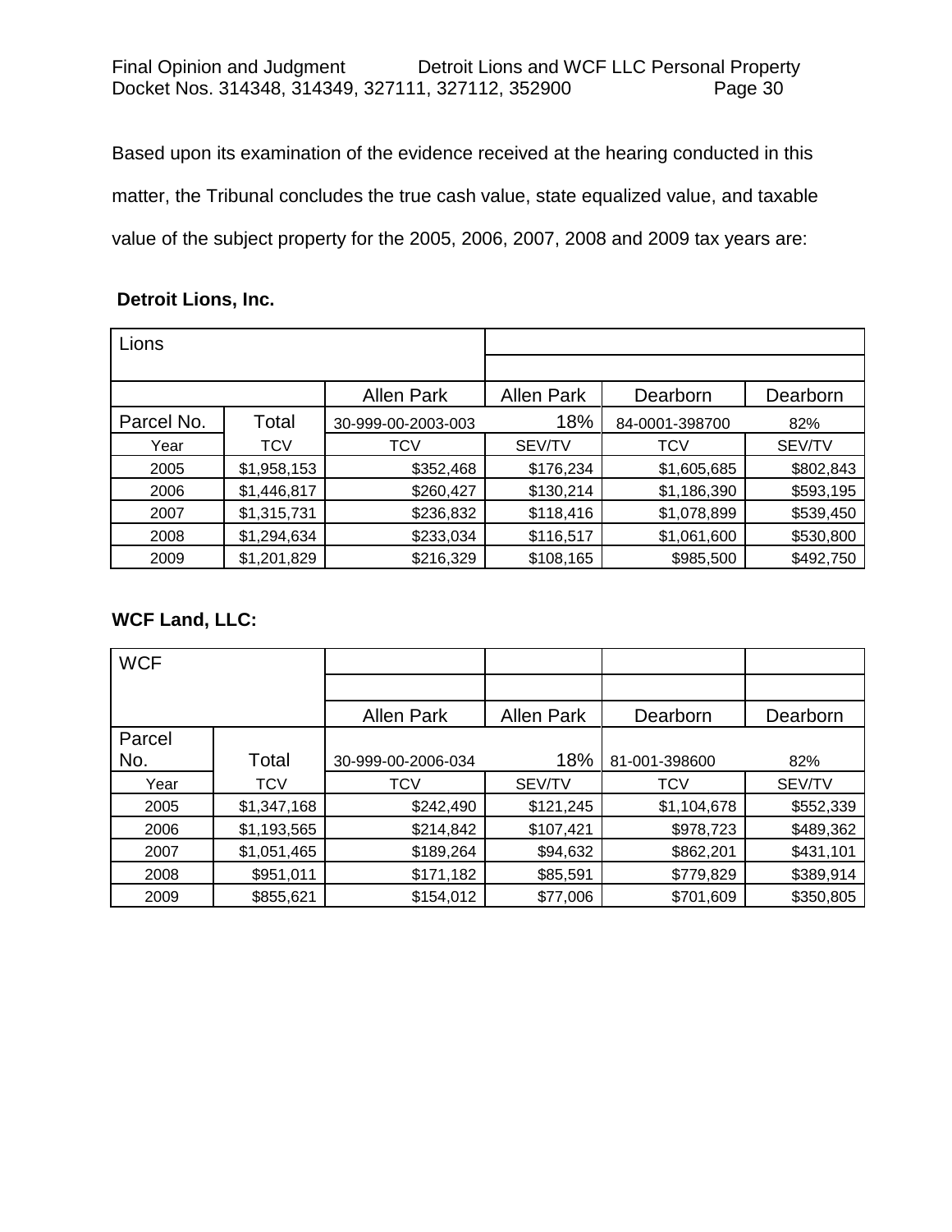Based upon its examination of the evidence received at the hearing conducted in this matter, the Tribunal concludes the true cash value, state equalized value, and taxable value of the subject property for the 2005, 2006, 2007, 2008 and 2009 tax years are:

**Detroit Lions, Inc.**

| Lions | | | | | |
|---|---|---|---|---|---|
| | | Allen Park | Allen Park | Dearborn | Dearborn |
| Parcel No. | Total | 30-999-00-2003-003 | 18% | 84-0001-398700 | 82% |
| Year | TCV | TCV | SEV/TV | TCV | SEV/TV |
| 2005 | $1,958,153 | $352,468 | $176,234 | $1,605,685 | $802,843 |
| 2006 | $1,446,817 | $260,427 | $130,214 | $1,186,390 | $593,195 |
| 2007 | $1,315,731 | $236,832 | $118,416 | $1,078,899 | $539,450 |
| 2008 | $1,294,634 | $233,034 | $116,517 | $1,061,600 | $530,800 |
| 2009 | $1,201,829 | $216,329 | $108,165 | $985,500 | $492,750 |

**WCF Land, LLC:**

| WCF | | | | | |
|---|---|---|---|---|---|
| | | Allen Park | Allen Park | Dearborn | Dearborn |
| Parcel No. | Total | 30-999-00-2006-034 | 18% | 81-001-398600 | 82% |
| Year | TCV | TCV | SEV/TV | TCV | SEV/TV |
| 2005 | $1,347,168 | $242,490 | $121,245 | $1,104,678 | $552,339 |
| 2006 | $1,193,565 | $214,842 | $107,421 | $978,723 | $489,362 |
| 2007 | $1,051,465 | $189,264 | $94,632 | $862,201 | $431,101 |
| 2008 | $951,011 | $171,182 | $85,591 | $779,829 | $389,914 |
| 2009 | $855,621 | $154,012 | $77,006 | $701,609 | $350,805 |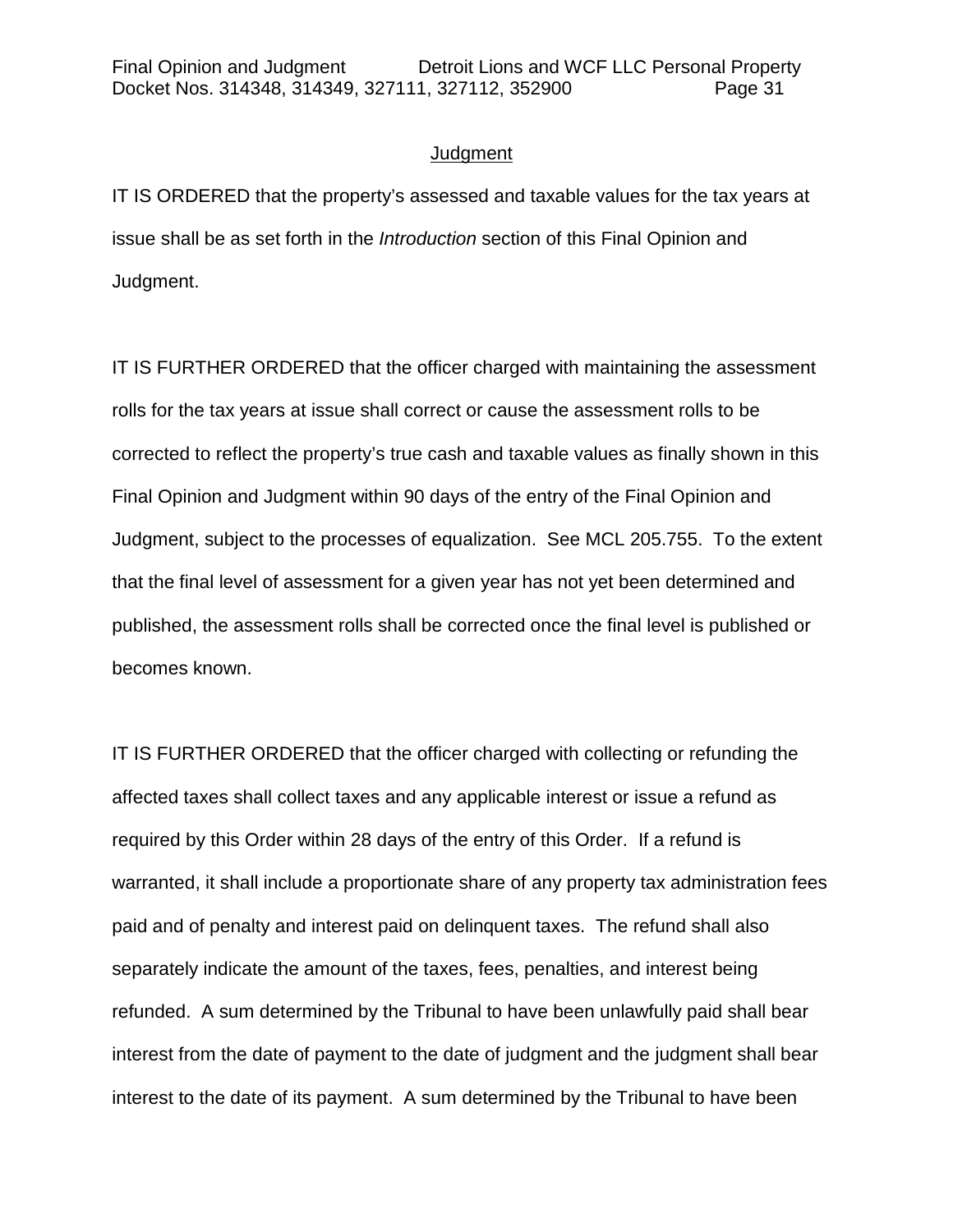## Judgment

IT IS ORDERED that the property's assessed and taxable values for the tax years at issue shall be as set forth in the *Introduction* section of this Final Opinion and Judgment.

IT IS FURTHER ORDERED that the officer charged with maintaining the assessment rolls for the tax years at issue shall correct or cause the assessment rolls to be corrected to reflect the property's true cash and taxable values as finally shown in this Final Opinion and Judgment within 90 days of the entry of the Final Opinion and Judgment, subject to the processes of equalization. See MCL 205.755. To the extent that the final level of assessment for a given year has not yet been determined and published, the assessment rolls shall be corrected once the final level is published or becomes known.

IT IS FURTHER ORDERED that the officer charged with collecting or refunding the affected taxes shall collect taxes and any applicable interest or issue a refund as required by this Order within 28 days of the entry of this Order. If a refund is warranted, it shall include a proportionate share of any property tax administration fees paid and of penalty and interest paid on delinquent taxes. The refund shall also separately indicate the amount of the taxes, fees, penalties, and interest being refunded. A sum determined by the Tribunal to have been unlawfully paid shall bear interest from the date of payment to the date of judgment and the judgment shall bear interest to the date of its payment. A sum determined by the Tribunal to have been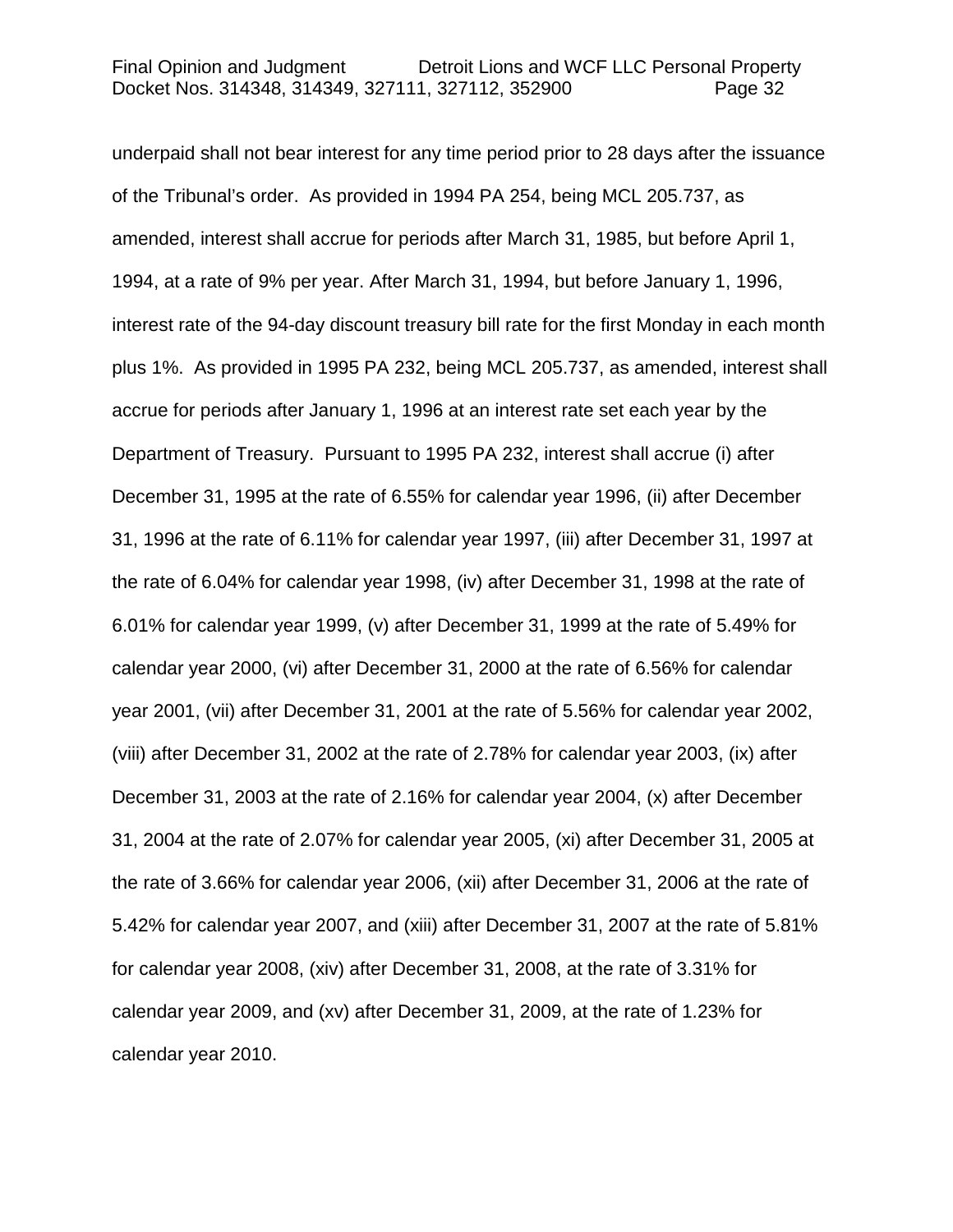underpaid shall not bear interest for any time period prior to 28 days after the issuance of the Tribunal's order. As provided in 1994 PA 254, being MCL 205.737, as amended, interest shall accrue for periods after March 31, 1985, but before April 1, 1994, at a rate of 9% per year. After March 31, 1994, but before January 1, 1996, interest rate of the 94-day discount treasury bill rate for the first Monday in each month plus 1%. As provided in 1995 PA 232, being MCL 205.737, as amended, interest shall accrue for periods after January 1, 1996 at an interest rate set each year by the Department of Treasury. Pursuant to 1995 PA 232, interest shall accrue (i) after December 31, 1995 at the rate of 6.55% for calendar year 1996, (ii) after December 31, 1996 at the rate of 6.11% for calendar year 1997, (iii) after December 31, 1997 at the rate of 6.04% for calendar year 1998, (iv) after December 31, 1998 at the rate of 6.01% for calendar year 1999, (v) after December 31, 1999 at the rate of 5.49% for calendar year 2000, (vi) after December 31, 2000 at the rate of 6.56% for calendar year 2001, (vii) after December 31, 2001 at the rate of 5.56% for calendar year 2002, (viii) after December 31, 2002 at the rate of 2.78% for calendar year 2003, (ix) after December 31, 2003 at the rate of 2.16% for calendar year 2004, (x) after December 31, 2004 at the rate of 2.07% for calendar year 2005, (xi) after December 31, 2005 at the rate of 3.66% for calendar year 2006, (xii) after December 31, 2006 at the rate of 5.42% for calendar year 2007, and (xiii) after December 31, 2007 at the rate of 5.81% for calendar year 2008, (xiv) after December 31, 2008, at the rate of 3.31% for calendar year 2009, and (xv) after December 31, 2009, at the rate of 1.23% for calendar year 2010.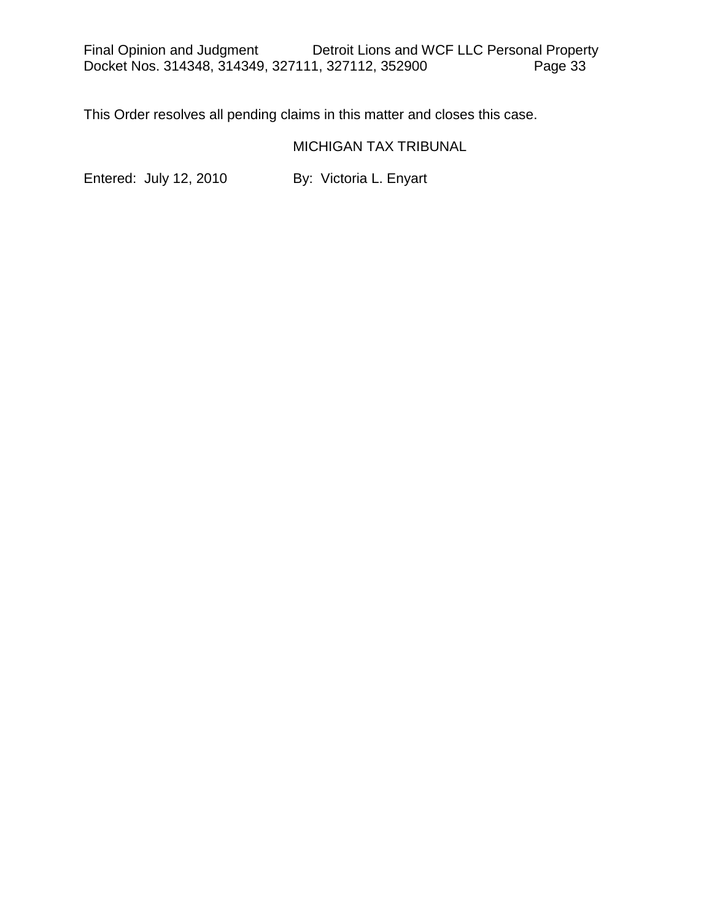This Order resolves all pending claims in this matter and closes this case.

MICHIGAN TAX TRIBUNAL

Entered: July 12, 2010 By: Victoria L. Enyart